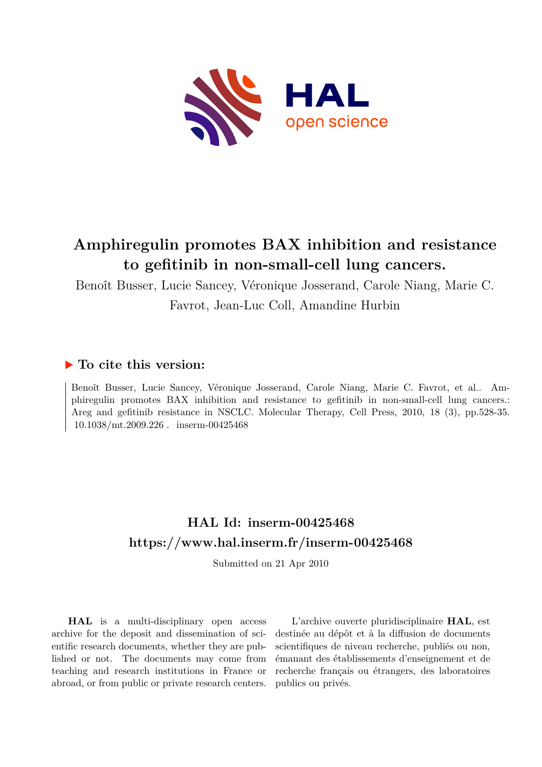# Amphiregulin promotes BAX inhibition and resistance to gefitinib in non-small-cell lung cancers.

Benoît Busser, Lucie Sancey, Véronique Josserand, Carole Niang, Marie C. Favrot, Jean-Luc Coll, Amandine Hurbin

## ▶ To cite this version:

Benoît Busser, Lucie Sancey, Véronique Josserand, Carole Niang, Marie C. Favrot, et al.. Amphiregulin promotes BAX inhibition and resistance to gefitinib in non-small-cell lung cancers.: Areg and gefitinib resistance in NSCLC. Molecular Therapy, Cell Press, 2010, 18 (3), pp.528-35. 10.1038/mt.2009.226 . inserm-00425468

## HAL Id: inserm-00425468

## https://www.hal.inserm.fr/inserm-00425468

Submitted on 21 Apr 2010

**HAL** is a multi-disciplinary open access archive for the deposit and dissemination of scientific research documents, whether they are published or not. The documents may come from teaching and research institutions in France or abroad, or from public or private research centers.

L'archive ouverte pluridisciplinaire **HAL**, est destinée au dépôt et à la diffusion de documents scientifiques de niveau recherche, publiés ou non, émanant des établissements d'enseignement et de recherche français ou étrangers, des laboratoires publics ou privés.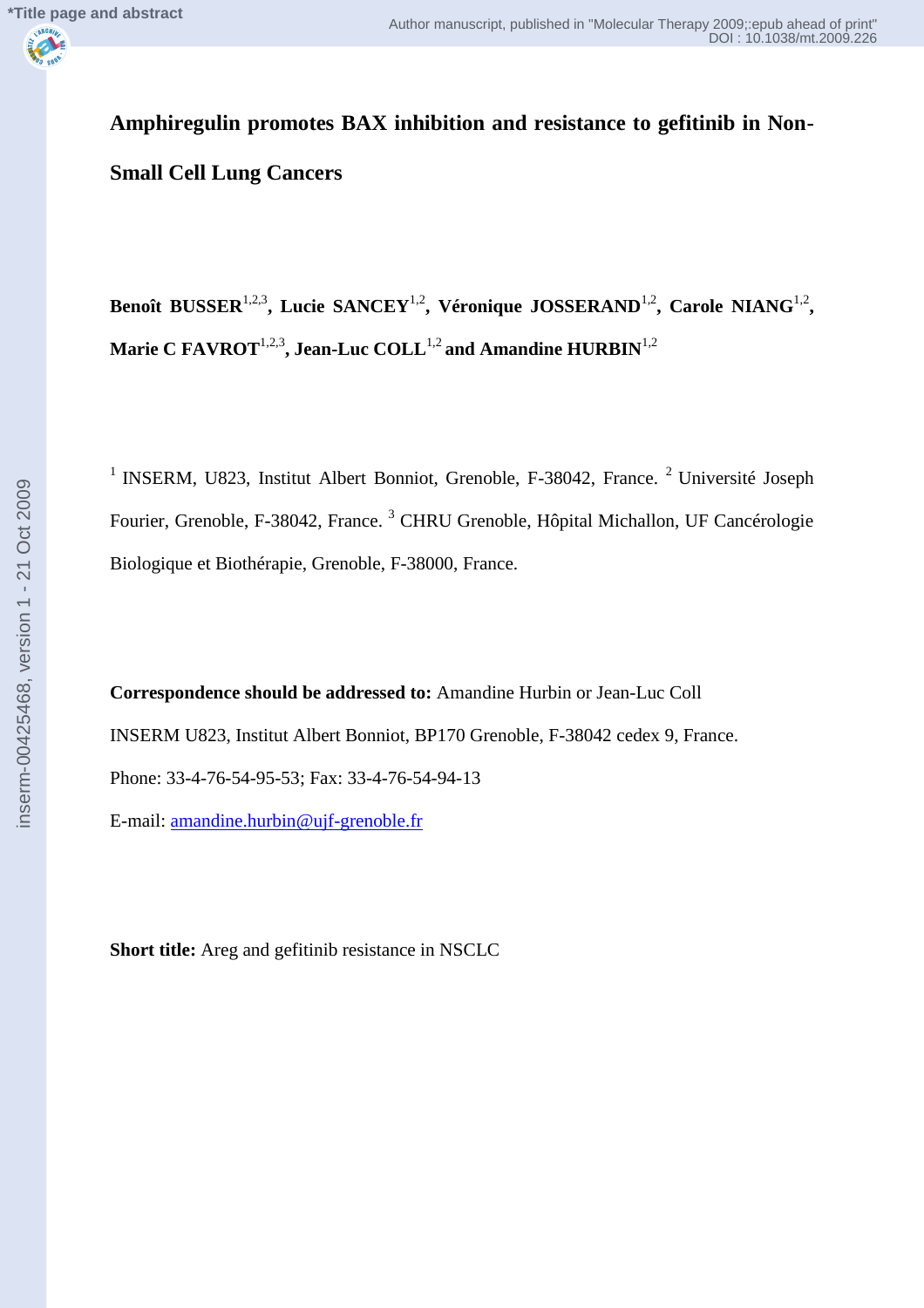# Amphiregulin promotes BAX inhibition and resistance to gefitinib in Non-Small Cell Lung Cancers

**Benoît BUSSER**[1,2,3], **Lucie SANCEY**[1,2], **Véronique JOSSERAND**[1,2], **Carole NIANG**[1,2], **Marie C FAVROT**[1,2,3], **Jean-Luc COLL**[1,2] **and Amandine HURBIN**[1,2]

[1] INSERM, U823, Institut Albert Bonniot, Grenoble, F-38042, France. [2] Université Joseph Fourier, Grenoble, F-38042, France. [3] CHRU Grenoble, Hôpital Michallon, UF Cancérologie Biologique et Biothérapie, Grenoble, F-38000, France.

**Correspondence should be addressed to:** Amandine Hurbin or Jean-Luc Coll

INSERM U823, Institut Albert Bonniot, BP170 Grenoble, F-38042 cedex 9, France.

Phone: 33-4-76-54-95-53; Fax: 33-4-76-54-94-13

E-mail: amandine.hurbin@ujf-grenoble.fr

**Short title:** Areg and gefitinib resistance in NSCLC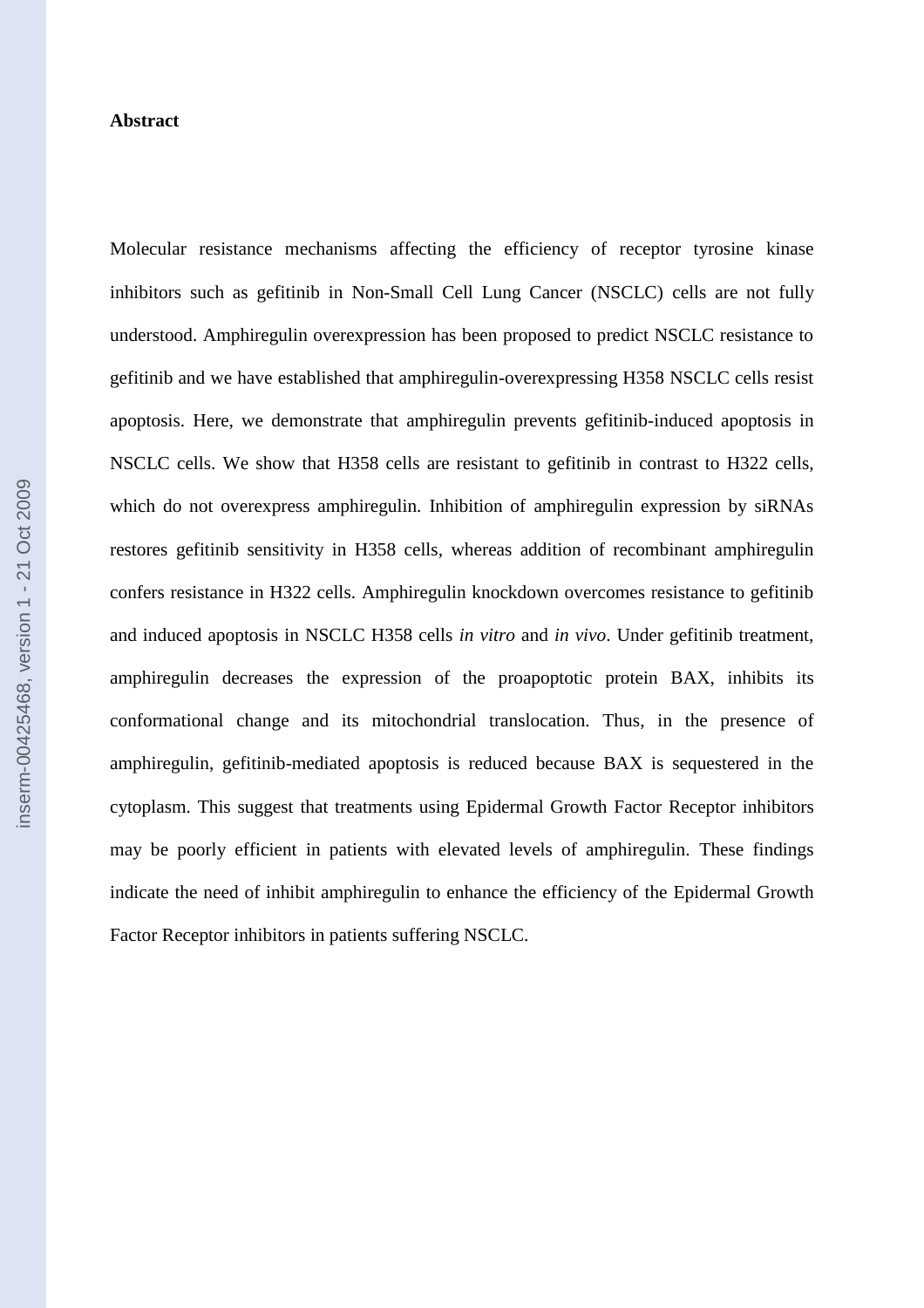**Abstract**

Molecular resistance mechanisms affecting the efficiency of receptor tyrosine kinase inhibitors such as gefitinib in Non-Small Cell Lung Cancer (NSCLC) cells are not fully understood. Amphiregulin overexpression has been proposed to predict NSCLC resistance to gefitinib and we have established that amphiregulin-overexpressing H358 NSCLC cells resist apoptosis. Here, we demonstrate that amphiregulin prevents gefitinib-induced apoptosis in NSCLC cells. We show that H358 cells are resistant to gefitinib in contrast to H322 cells, which do not overexpress amphiregulin. Inhibition of amphiregulin expression by siRNAs restores gefitinib sensitivity in H358 cells, whereas addition of recombinant amphiregulin confers resistance in H322 cells. Amphiregulin knockdown overcomes resistance to gefitinib and induced apoptosis in NSCLC H358 cells *in vitro* and *in vivo*. Under gefitinib treatment, amphiregulin decreases the expression of the proapoptotic protein BAX, inhibits its conformational change and its mitochondrial translocation. Thus, in the presence of amphiregulin, gefitinib-mediated apoptosis is reduced because BAX is sequestered in the cytoplasm. This suggest that treatments using Epidermal Growth Factor Receptor inhibitors may be poorly efficient in patients with elevated levels of amphiregulin. These findings indicate the need of inhibit amphiregulin to enhance the efficiency of the Epidermal Growth Factor Receptor inhibitors in patients suffering NSCLC.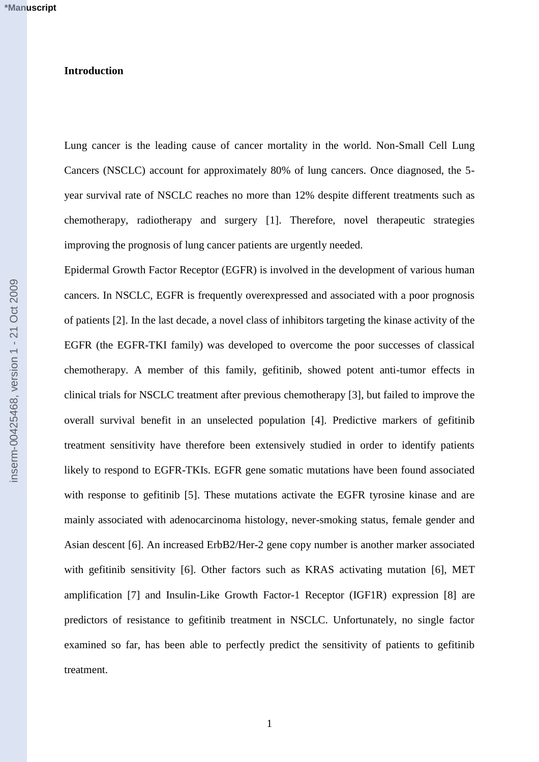**Introduction**

Lung cancer is the leading cause of cancer mortality in the world. Non-Small Cell Lung Cancers (NSCLC) account for approximately 80% of lung cancers. Once diagnosed, the 5-year survival rate of NSCLC reaches no more than 12% despite different treatments such as chemotherapy, radiotherapy and surgery [1]. Therefore, novel therapeutic strategies improving the prognosis of lung cancer patients are urgently needed.

Epidermal Growth Factor Receptor (EGFR) is involved in the development of various human cancers. In NSCLC, EGFR is frequently overexpressed and associated with a poor prognosis of patients [2]. In the last decade, a novel class of inhibitors targeting the kinase activity of the EGFR (the EGFR-TKI family) was developed to overcome the poor successes of classical chemotherapy. A member of this family, gefitinib, showed potent anti-tumor effects in clinical trials for NSCLC treatment after previous chemotherapy [3], but failed to improve the overall survival benefit in an unselected population [4]. Predictive markers of gefitinib treatment sensitivity have therefore been extensively studied in order to identify patients likely to respond to EGFR-TKIs. EGFR gene somatic mutations have been found associated with response to gefitinib [5]. These mutations activate the EGFR tyrosine kinase and are mainly associated with adenocarcinoma histology, never-smoking status, female gender and Asian descent [6]. An increased ErbB2/Her-2 gene copy number is another marker associated with gefitinib sensitivity [6]. Other factors such as KRAS activating mutation [6], MET amplification [7] and Insulin-Like Growth Factor-1 Receptor (IGF1R) expression [8] are predictors of resistance to gefitinib treatment in NSCLC. Unfortunately, no single factor examined so far, has been able to perfectly predict the sensitivity of patients to gefitinib treatment.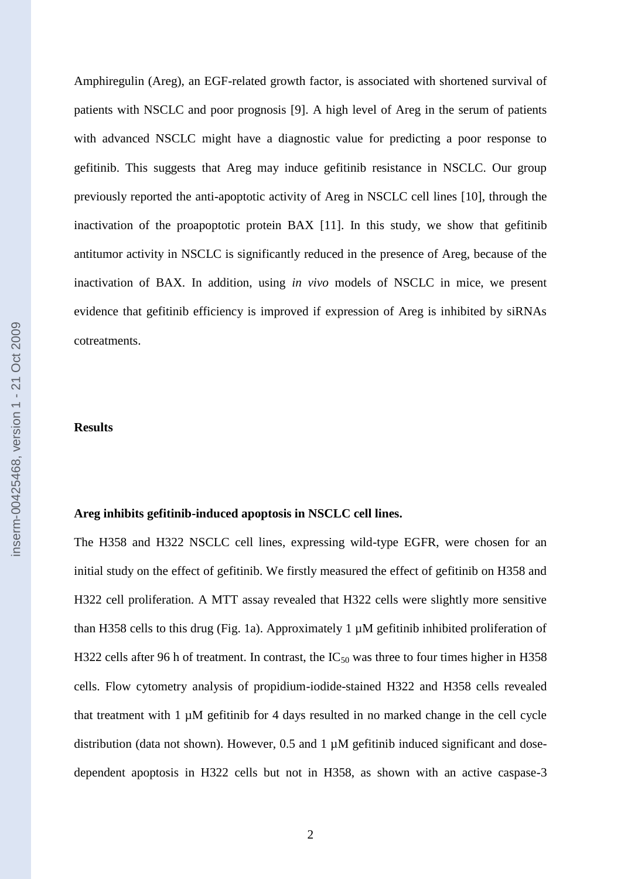Amphiregulin (Areg), an EGF-related growth factor, is associated with shortened survival of patients with NSCLC and poor prognosis [9]. A high level of Areg in the serum of patients with advanced NSCLC might have a diagnostic value for predicting a poor response to gefitinib. This suggests that Areg may induce gefitinib resistance in NSCLC. Our group previously reported the anti-apoptotic activity of Areg in NSCLC cell lines [10], through the inactivation of the proapoptotic protein BAX [11]. In this study, we show that gefitinib antitumor activity in NSCLC is significantly reduced in the presence of Areg, because of the inactivation of BAX. In addition, using *in vivo* models of NSCLC in mice, we present evidence that gefitinib efficiency is improved if expression of Areg is inhibited by siRNAs cotreatments.

## Results

### Areg inhibits gefitinib-induced apoptosis in NSCLC cell lines.

The H358 and H322 NSCLC cell lines, expressing wild-type EGFR, were chosen for an initial study on the effect of gefitinib. We firstly measured the effect of gefitinib on H358 and H322 cell proliferation. A MTT assay revealed that H322 cells were slightly more sensitive than H358 cells to this drug (Fig. 1a). Approximately 1 µM gefitinib inhibited proliferation of H322 cells after 96 h of treatment. In contrast, the $IC_{50}$ was three to four times higher in H358 cells. Flow cytometry analysis of propidium-iodide-stained H322 and H358 cells revealed that treatment with 1 µM gefitinib for 4 days resulted in no marked change in the cell cycle distribution (data not shown). However, 0.5 and 1 µM gefitinib induced significant and dose-dependent apoptosis in H322 cells but not in H358, as shown with an active caspase-3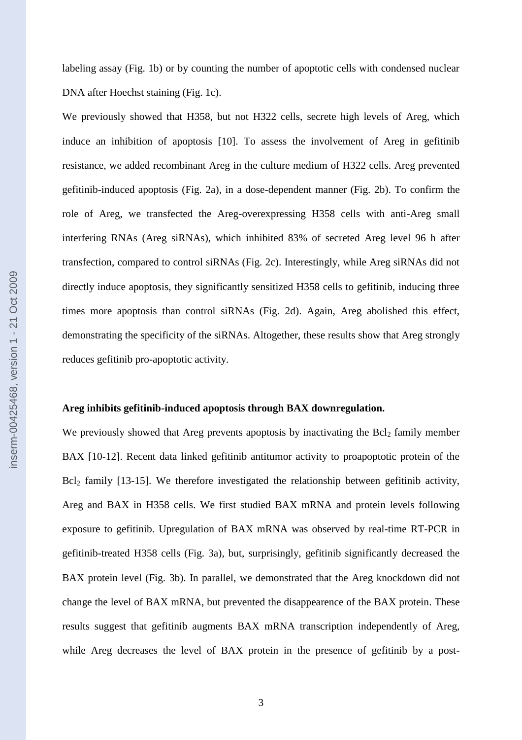labeling assay (Fig. 1b) or by counting the number of apoptotic cells with condensed nuclear DNA after Hoechst staining (Fig. 1c).

We previously showed that H358, but not H322 cells, secrete high levels of Areg, which induce an inhibition of apoptosis [10]. To assess the involvement of Areg in gefitinib resistance, we added recombinant Areg in the culture medium of H322 cells. Areg prevented gefitinib-induced apoptosis (Fig. 2a), in a dose-dependent manner (Fig. 2b). To confirm the role of Areg, we transfected the Areg-overexpressing H358 cells with anti-Areg small interfering RNAs (Areg siRNAs), which inhibited 83% of secreted Areg level 96 h after transfection, compared to control siRNAs (Fig. 2c). Interestingly, while Areg siRNAs did not directly induce apoptosis, they significantly sensitized H358 cells to gefitinib, inducing three times more apoptosis than control siRNAs (Fig. 2d). Again, Areg abolished this effect, demonstrating the specificity of the siRNAs. Altogether, these results show that Areg strongly reduces gefitinib pro-apoptotic activity.

**Areg inhibits gefitinib-induced apoptosis through BAX downregulation.**

We previously showed that Areg prevents apoptosis by inactivating the $Bcl_2$ family member BAX [10-12]. Recent data linked gefitinib antitumor activity to proapoptotic protein of the $Bcl_2$ family [13-15]. We therefore investigated the relationship between gefitinib activity, Areg and BAX in H358 cells. We first studied BAX mRNA and protein levels following exposure to gefitinib. Upregulation of BAX mRNA was observed by real-time RT-PCR in gefitinib-treated H358 cells (Fig. 3a), but, surprisingly, gefitinib significantly decreased the BAX protein level (Fig. 3b). In parallel, we demonstrated that the Areg knockdown did not change the level of BAX mRNA, but prevented the disappearence of the BAX protein. These results suggest that gefitinib augments BAX mRNA transcription independently of Areg, while Areg decreases the level of BAX protein in the presence of gefitinib by a post-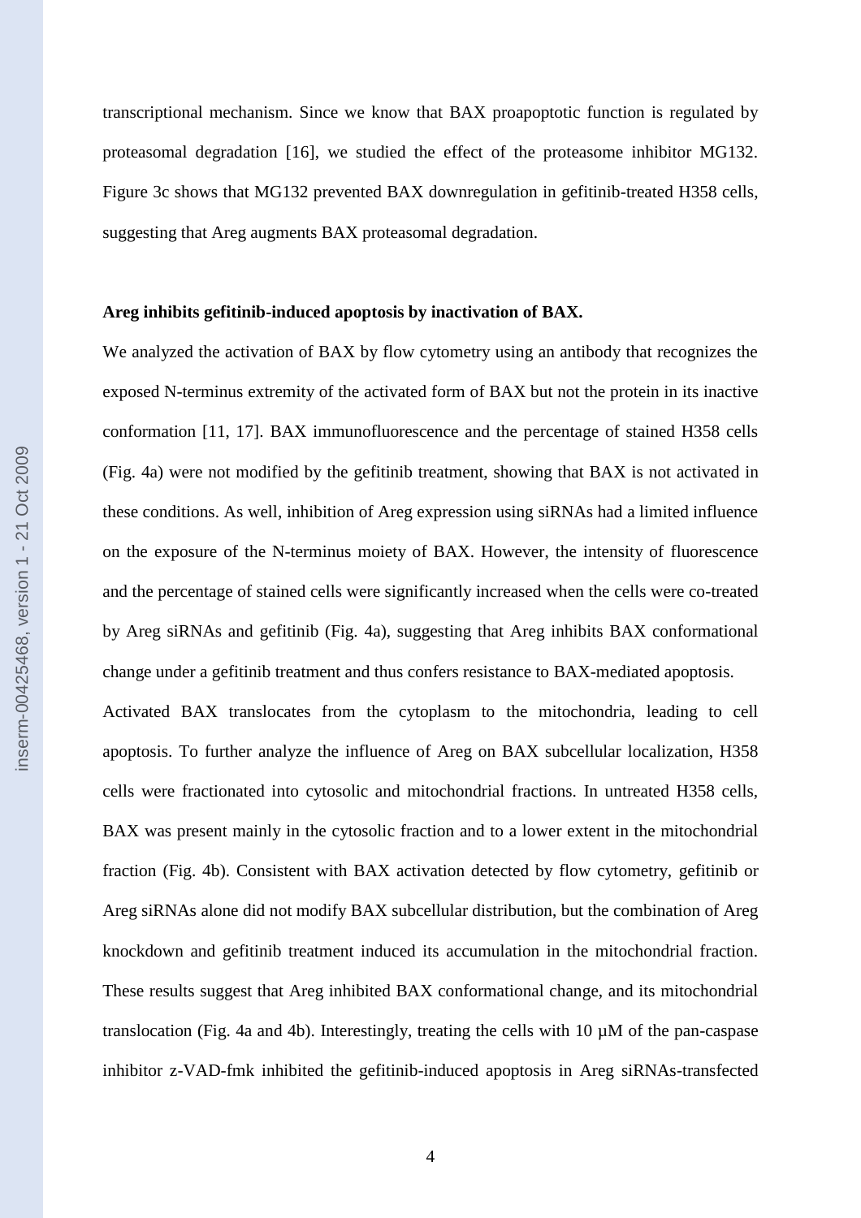transcriptional mechanism. Since we know that BAX proapoptotic function is regulated by proteasomal degradation [16], we studied the effect of the proteasome inhibitor MG132. Figure 3c shows that MG132 prevented BAX downregulation in gefitinib-treated H358 cells, suggesting that Areg augments BAX proteasomal degradation.

**Areg inhibits gefitinib-induced apoptosis by inactivation of BAX.**

We analyzed the activation of BAX by flow cytometry using an antibody that recognizes the exposed N-terminus extremity of the activated form of BAX but not the protein in its inactive conformation [11, 17]. BAX immunofluorescence and the percentage of stained H358 cells (Fig. 4a) were not modified by the gefitinib treatment, showing that BAX is not activated in these conditions. As well, inhibition of Areg expression using siRNAs had a limited influence on the exposure of the N-terminus moiety of BAX. However, the intensity of fluorescence and the percentage of stained cells were significantly increased when the cells were co-treated by Areg siRNAs and gefitinib (Fig. 4a), suggesting that Areg inhibits BAX conformational change under a gefitinib treatment and thus confers resistance to BAX-mediated apoptosis.

Activated BAX translocates from the cytoplasm to the mitochondria, leading to cell apoptosis. To further analyze the influence of Areg on BAX subcellular localization, H358 cells were fractionated into cytosolic and mitochondrial fractions. In untreated H358 cells, BAX was present mainly in the cytosolic fraction and to a lower extent in the mitochondrial fraction (Fig. 4b). Consistent with BAX activation detected by flow cytometry, gefitinib or Areg siRNAs alone did not modify BAX subcellular distribution, but the combination of Areg knockdown and gefitinib treatment induced its accumulation in the mitochondrial fraction. These results suggest that Areg inhibited BAX conformational change, and its mitochondrial translocation (Fig. 4a and 4b). Interestingly, treating the cells with 10 µM of the pan-caspase inhibitor z-VAD-fmk inhibited the gefitinib-induced apoptosis in Areg siRNAs-transfected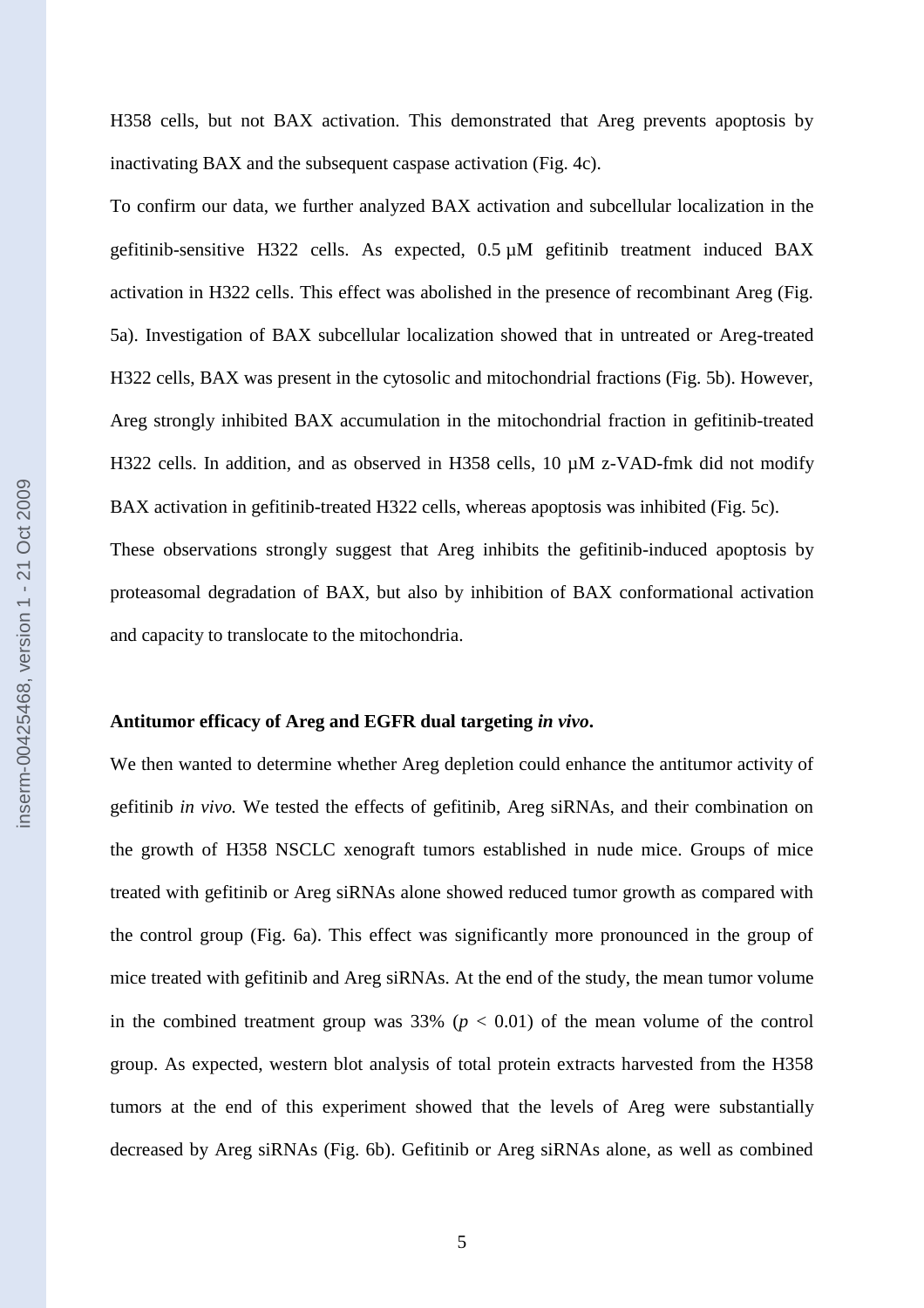H358 cells, but not BAX activation. This demonstrated that Areg prevents apoptosis by inactivating BAX and the subsequent caspase activation (Fig. 4c).

To confirm our data, we further analyzed BAX activation and subcellular localization in the gefitinib-sensitive H322 cells. As expected, 0.5 µM gefitinib treatment induced BAX activation in H322 cells. This effect was abolished in the presence of recombinant Areg (Fig. 5a). Investigation of BAX subcellular localization showed that in untreated or Areg-treated H322 cells, BAX was present in the cytosolic and mitochondrial fractions (Fig. 5b). However, Areg strongly inhibited BAX accumulation in the mitochondrial fraction in gefitinib-treated H322 cells. In addition, and as observed in H358 cells, 10 µM z-VAD-fmk did not modify BAX activation in gefitinib-treated H322 cells, whereas apoptosis was inhibited (Fig. 5c).

These observations strongly suggest that Areg inhibits the gefitinib-induced apoptosis by proteasomal degradation of BAX, but also by inhibition of BAX conformational activation and capacity to translocate to the mitochondria.

**Antitumor efficacy of Areg and EGFR dual targeting *in vivo*.**

We then wanted to determine whether Areg depletion could enhance the antitumor activity of gefitinib *in vivo.* We tested the effects of gefitinib, Areg siRNAs, and their combination on the growth of H358 NSCLC xenograft tumors established in nude mice. Groups of mice treated with gefitinib or Areg siRNAs alone showed reduced tumor growth as compared with the control group (Fig. 6a). This effect was significantly more pronounced in the group of mice treated with gefitinib and Areg siRNAs. At the end of the study, the mean tumor volume in the combined treatment group was 33% ($p < 0.01$) of the mean volume of the control group. As expected, western blot analysis of total protein extracts harvested from the H358 tumors at the end of this experiment showed that the levels of Areg were substantially decreased by Areg siRNAs (Fig. 6b). Gefitinib or Areg siRNAs alone, as well as combined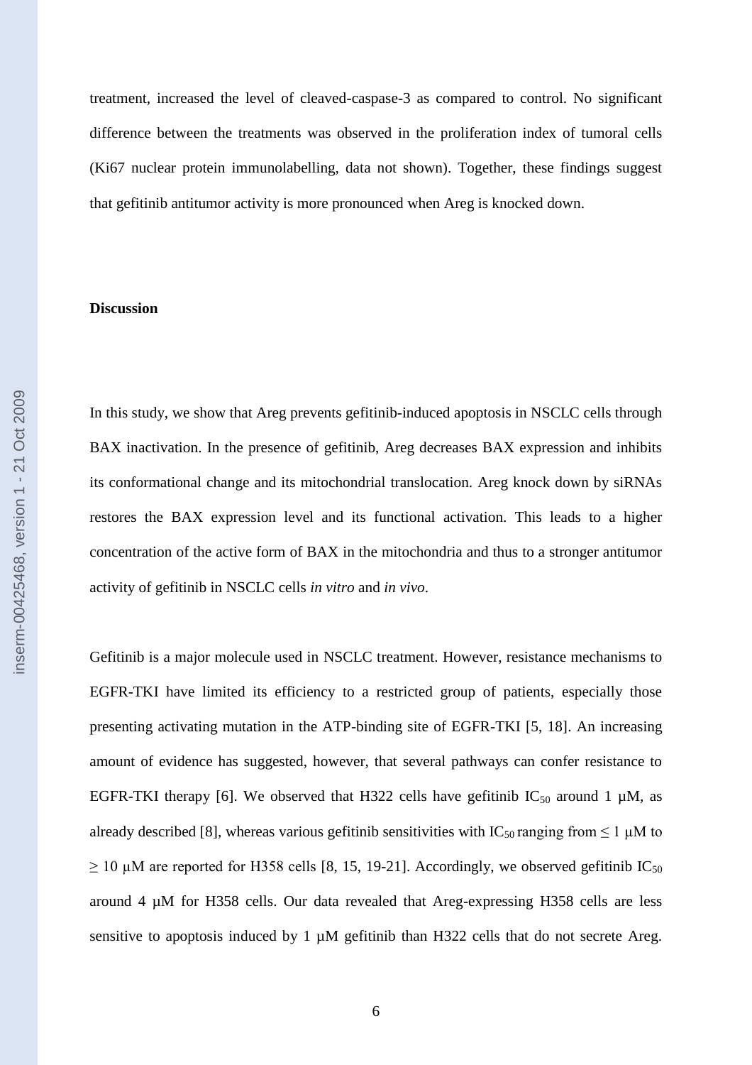treatment, increased the level of cleaved-caspase-3 as compared to control. No significant difference between the treatments was observed in the proliferation index of tumoral cells (Ki67 nuclear protein immunolabelling, data not shown). Together, these findings suggest that gefitinib antitumor activity is more pronounced when Areg is knocked down.

## Discussion

In this study, we show that Areg prevents gefitinib-induced apoptosis in NSCLC cells through BAX inactivation. In the presence of gefitinib, Areg decreases BAX expression and inhibits its conformational change and its mitochondrial translocation. Areg knock down by siRNAs restores the BAX expression level and its functional activation. This leads to a higher concentration of the active form of BAX in the mitochondria and thus to a stronger antitumor activity of gefitinib in NSCLC cells *in vitro* and *in vivo*.

Gefitinib is a major molecule used in NSCLC treatment. However, resistance mechanisms to EGFR-TKI have limited its efficiency to a restricted group of patients, especially those presenting activating mutation in the ATP-binding site of EGFR-TKI [5, 18]. An increasing amount of evidence has suggested, however, that several pathways can confer resistance to EGFR-TKI therapy [6]. We observed that H322 cells have gefitinib $IC_{50}$ around 1 µM, as already described [8], whereas various gefitinib sensitivities with $IC_{50}$ ranging from ≤ 1 µM to ≥ 10 µM are reported for H358 cells [8, 15, 19-21]. Accordingly, we observed gefitinib $IC_{50}$ around 4 µM for H358 cells. Our data revealed that Areg-expressing H358 cells are less sensitive to apoptosis induced by 1 µM gefitinib than H322 cells that do not secrete Areg.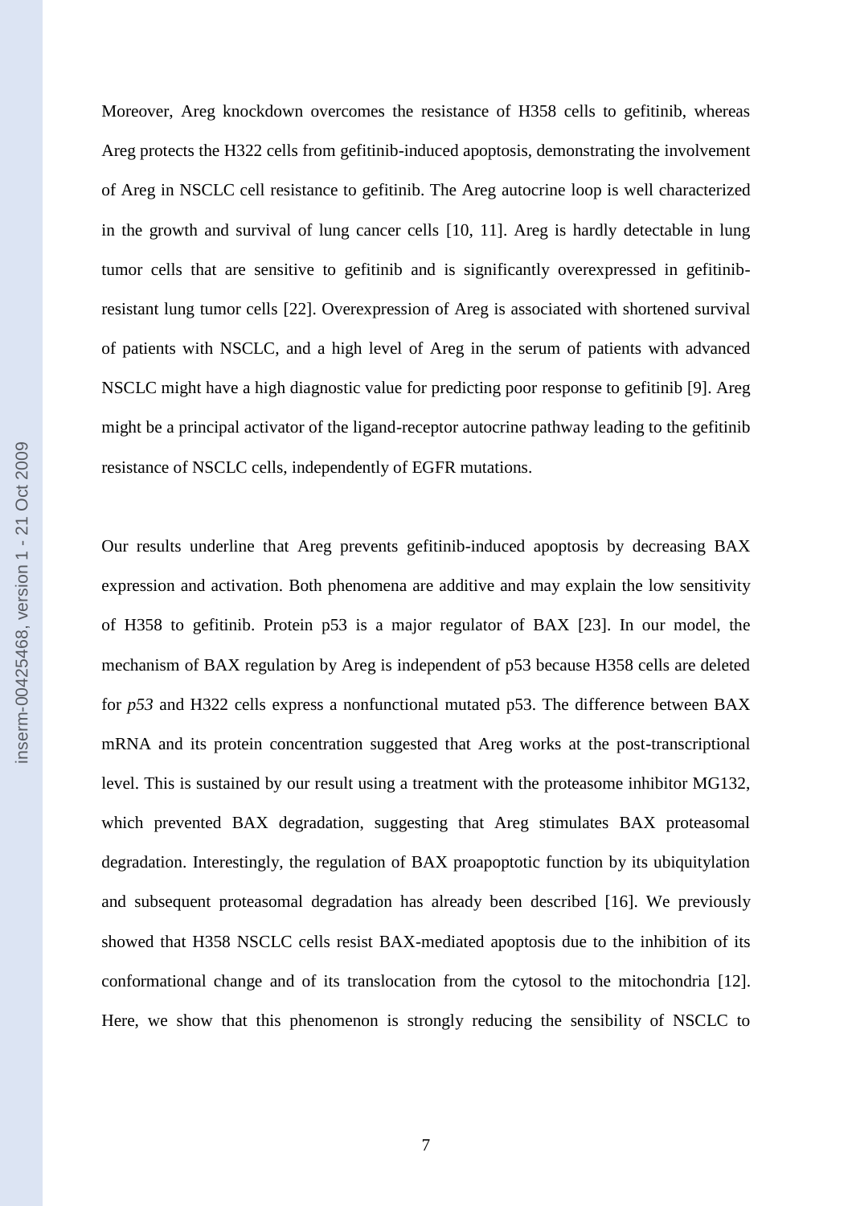Moreover, Areg knockdown overcomes the resistance of H358 cells to gefitinib, whereas Areg protects the H322 cells from gefitinib-induced apoptosis, demonstrating the involvement of Areg in NSCLC cell resistance to gefitinib. The Areg autocrine loop is well characterized in the growth and survival of lung cancer cells [10, 11]. Areg is hardly detectable in lung tumor cells that are sensitive to gefitinib and is significantly overexpressed in gefitinib-resistant lung tumor cells [22]. Overexpression of Areg is associated with shortened survival of patients with NSCLC, and a high level of Areg in the serum of patients with advanced NSCLC might have a high diagnostic value for predicting poor response to gefitinib [9]. Areg might be a principal activator of the ligand-receptor autocrine pathway leading to the gefitinib resistance of NSCLC cells, independently of EGFR mutations.

Our results underline that Areg prevents gefitinib-induced apoptosis by decreasing BAX expression and activation. Both phenomena are additive and may explain the low sensitivity of H358 to gefitinib. Protein p53 is a major regulator of BAX [23]. In our model, the mechanism of BAX regulation by Areg is independent of p53 because H358 cells are deleted for *p53* and H322 cells express a nonfunctional mutated p53. The difference between BAX mRNA and its protein concentration suggested that Areg works at the post-transcriptional level. This is sustained by our result using a treatment with the proteasome inhibitor MG132, which prevented BAX degradation, suggesting that Areg stimulates BAX proteasomal degradation. Interestingly, the regulation of BAX proapoptotic function by its ubiquitylation and subsequent proteasomal degradation has already been described [16]. We previously showed that H358 NSCLC cells resist BAX-mediated apoptosis due to the inhibition of its conformational change and of its translocation from the cytosol to the mitochondria [12]. Here, we show that this phenomenon is strongly reducing the sensibility of NSCLC to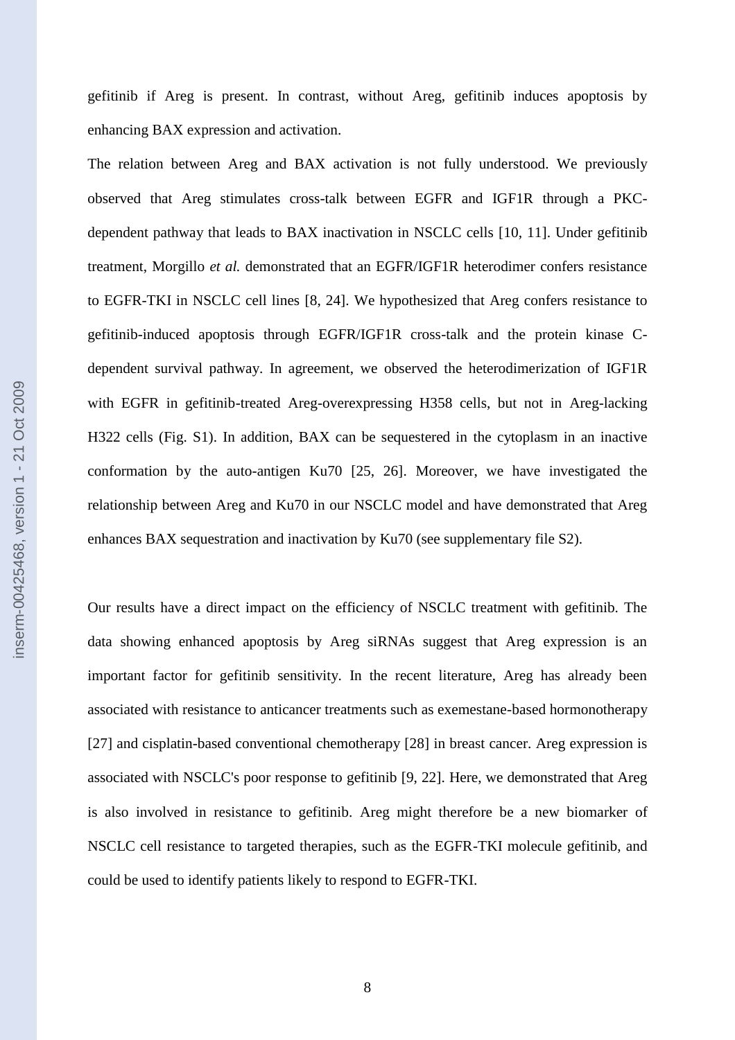gefitinib if Areg is present. In contrast, without Areg, gefitinib induces apoptosis by enhancing BAX expression and activation.

The relation between Areg and BAX activation is not fully understood. We previously observed that Areg stimulates cross-talk between EGFR and IGF1R through a PKC-dependent pathway that leads to BAX inactivation in NSCLC cells [10, 11]. Under gefitinib treatment, Morgillo *et al.* demonstrated that an EGFR/IGF1R heterodimer confers resistance to EGFR-TKI in NSCLC cell lines [8, 24]. We hypothesized that Areg confers resistance to gefitinib-induced apoptosis through EGFR/IGF1R cross-talk and the protein kinase C-dependent survival pathway. In agreement, we observed the heterodimerization of IGF1R with EGFR in gefitinib-treated Areg-overexpressing H358 cells, but not in Areg-lacking H322 cells (Fig. S1). In addition, BAX can be sequestered in the cytoplasm in an inactive conformation by the auto-antigen Ku70 [25, 26]. Moreover, we have investigated the relationship between Areg and Ku70 in our NSCLC model and have demonstrated that Areg enhances BAX sequestration and inactivation by Ku70 (see supplementary file S2).

Our results have a direct impact on the efficiency of NSCLC treatment with gefitinib. The data showing enhanced apoptosis by Areg siRNAs suggest that Areg expression is an important factor for gefitinib sensitivity. In the recent literature, Areg has already been associated with resistance to anticancer treatments such as exemestane-based hormonotherapy [27] and cisplatin-based conventional chemotherapy [28] in breast cancer. Areg expression is associated with NSCLC's poor response to gefitinib [9, 22]. Here, we demonstrated that Areg is also involved in resistance to gefitinib. Areg might therefore be a new biomarker of NSCLC cell resistance to targeted therapies, such as the EGFR-TKI molecule gefitinib, and could be used to identify patients likely to respond to EGFR-TKI.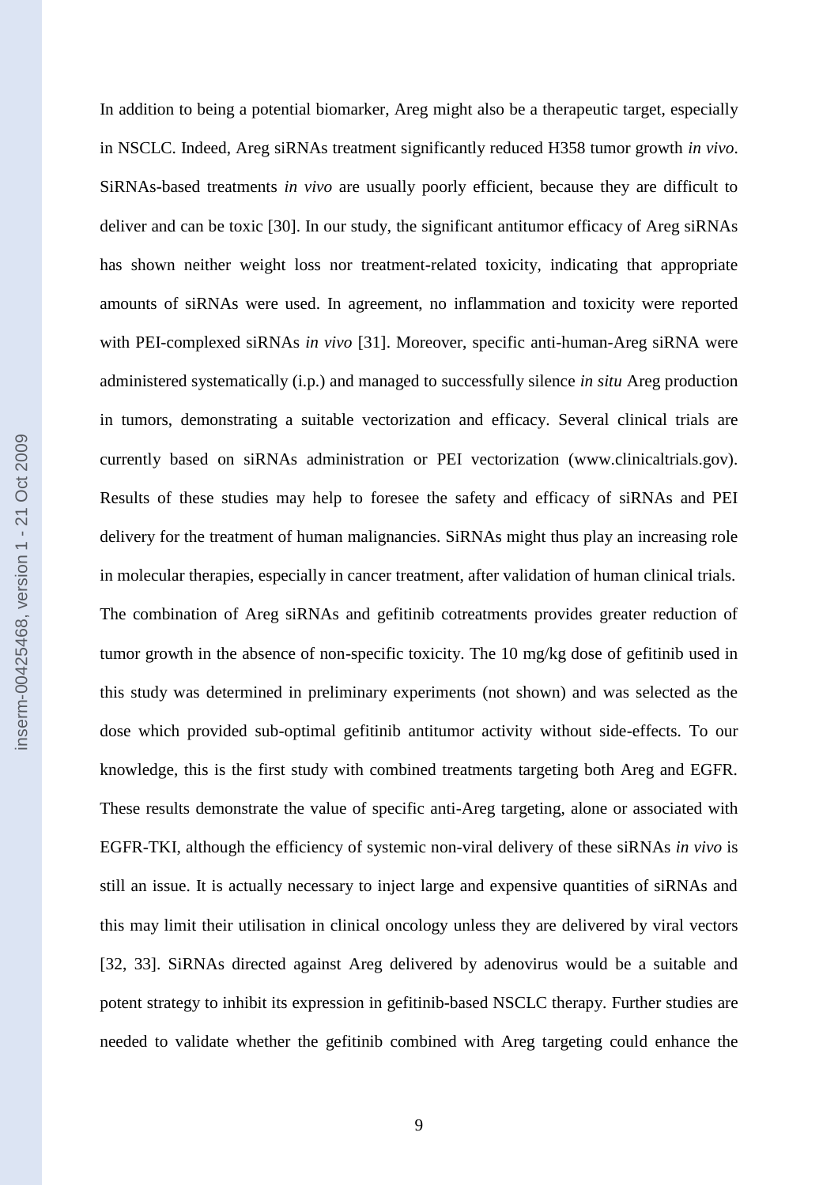In addition to being a potential biomarker, Areg might also be a therapeutic target, especially in NSCLC. Indeed, Areg siRNAs treatment significantly reduced H358 tumor growth *in vivo*. SiRNAs-based treatments *in vivo* are usually poorly efficient, because they are difficult to deliver and can be toxic [30]. In our study, the significant antitumor efficacy of Areg siRNAs has shown neither weight loss nor treatment-related toxicity, indicating that appropriate amounts of siRNAs were used. In agreement, no inflammation and toxicity were reported with PEI-complexed siRNAs *in vivo* [31]. Moreover, specific anti-human-Areg siRNA were administered systematically (i.p.) and managed to successfully silence *in situ* Areg production in tumors, demonstrating a suitable vectorization and efficacy. Several clinical trials are currently based on siRNAs administration or PEI vectorization (www.clinicaltrials.gov). Results of these studies may help to foresee the safety and efficacy of siRNAs and PEI delivery for the treatment of human malignancies. SiRNAs might thus play an increasing role in molecular therapies, especially in cancer treatment, after validation of human clinical trials.

The combination of Areg siRNAs and gefitinib cotreatments provides greater reduction of tumor growth in the absence of non-specific toxicity. The 10 mg/kg dose of gefitinib used in this study was determined in preliminary experiments (not shown) and was selected as the dose which provided sub-optimal gefitinib antitumor activity without side-effects. To our knowledge, this is the first study with combined treatments targeting both Areg and EGFR. These results demonstrate the value of specific anti-Areg targeting, alone or associated with EGFR-TKI, although the efficiency of systemic non-viral delivery of these siRNAs *in vivo* is still an issue. It is actually necessary to inject large and expensive quantities of siRNAs and this may limit their utilisation in clinical oncology unless they are delivered by viral vectors [32, 33]. SiRNAs directed against Areg delivered by adenovirus would be a suitable and potent strategy to inhibit its expression in gefitinib-based NSCLC therapy. Further studies are needed to validate whether the gefitinib combined with Areg targeting could enhance the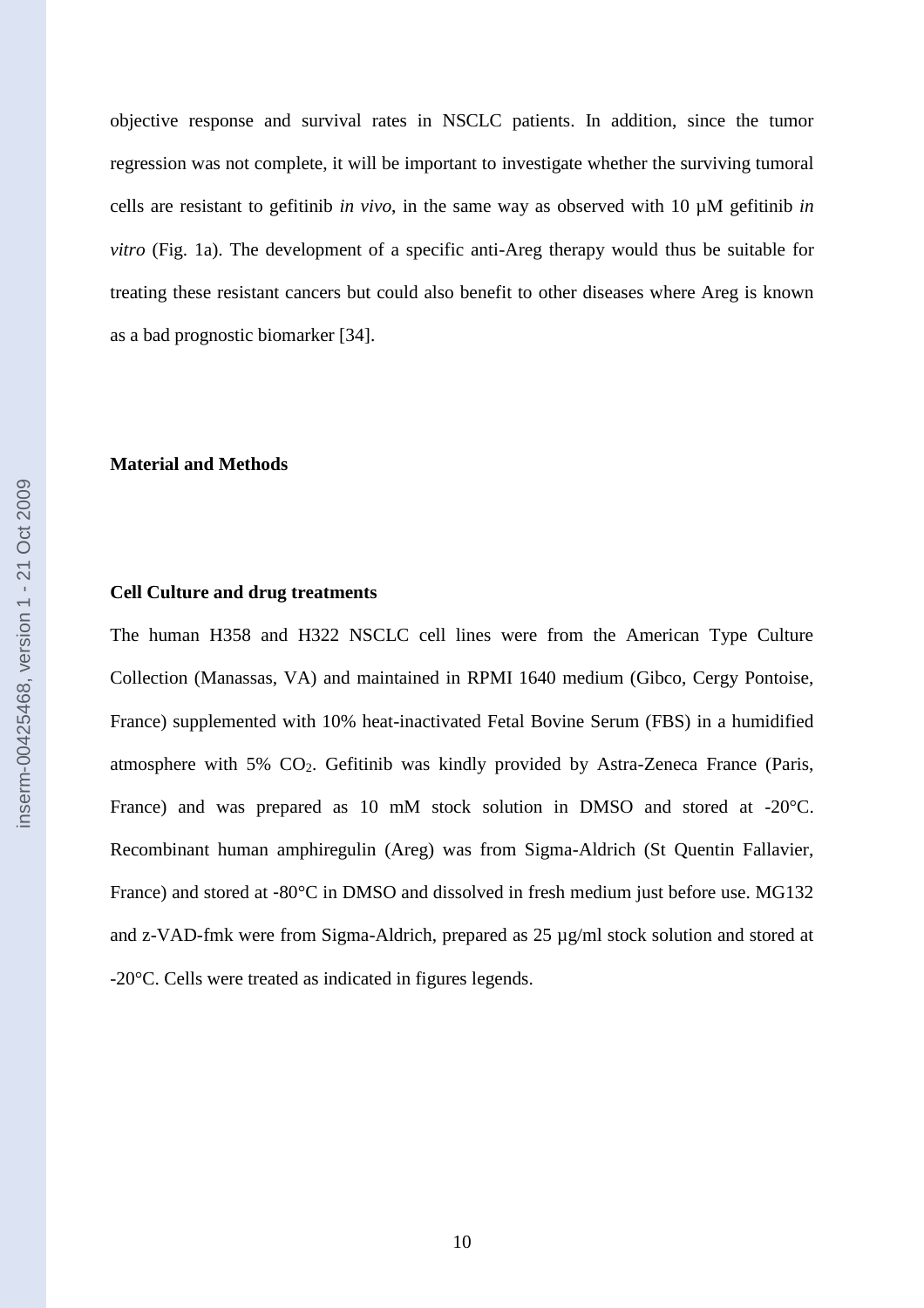objective response and survival rates in NSCLC patients. In addition, since the tumor regression was not complete, it will be important to investigate whether the surviving tumoral cells are resistant to gefitinib *in vivo*, in the same way as observed with 10 µM gefitinib *in vitro* (Fig. 1a). The development of a specific anti-Areg therapy would thus be suitable for treating these resistant cancers but could also benefit to other diseases where Areg is known as a bad prognostic biomarker [34].

## Material and Methods

### Cell Culture and drug treatments

The human H358 and H322 NSCLC cell lines were from the American Type Culture Collection (Manassas, VA) and maintained in RPMI 1640 medium (Gibco, Cergy Pontoise, France) supplemented with 10% heat-inactivated Fetal Bovine Serum (FBS) in a humidified atmosphere with 5% $CO_2$. Gefitinib was kindly provided by Astra-Zeneca France (Paris, France) and was prepared as 10 mM stock solution in DMSO and stored at -20°C. Recombinant human amphiregulin (Areg) was from Sigma-Aldrich (St Quentin Fallavier, France) and stored at -80°C in DMSO and dissolved in fresh medium just before use. MG132 and z-VAD-fmk were from Sigma-Aldrich, prepared as 25 µg/ml stock solution and stored at -20°C. Cells were treated as indicated in figures legends.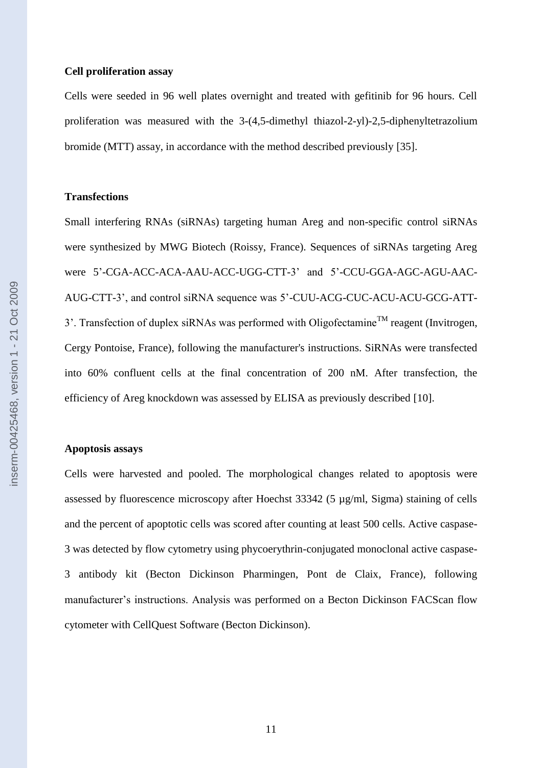**Cell proliferation assay**

Cells were seeded in 96 well plates overnight and treated with gefitinib for 96 hours. Cell proliferation was measured with the 3-(4,5-dimethyl thiazol-2-yl)-2,5-diphenyltetrazolium bromide (MTT) assay, in accordance with the method described previously [35].

**Transfections**

Small interfering RNAs (siRNAs) targeting human Areg and non-specific control siRNAs were synthesized by MWG Biotech (Roissy, France). Sequences of siRNAs targeting Areg were 5'-CGA-ACC-ACA-AAU-ACC-UGG-CTT-3' and 5'-CCU-GGA-AGC-AGU-AAC-AUG-CTT-3', and control siRNA sequence was 5'-CUU-ACG-CUC-ACU-ACU-GCG-ATT-3'. Transfection of duplex siRNAs was performed with Oligofectamine™ reagent (Invitrogen, Cergy Pontoise, France), following the manufacturer's instructions. SiRNAs were transfected into 60% confluent cells at the final concentration of 200 nM. After transfection, the efficiency of Areg knockdown was assessed by ELISA as previously described [10].

**Apoptosis assays**

Cells were harvested and pooled. The morphological changes related to apoptosis were assessed by fluorescence microscopy after Hoechst 33342 (5 µg/ml, Sigma) staining of cells and the percent of apoptotic cells was scored after counting at least 500 cells. Active caspase-3 was detected by flow cytometry using phycoerythrin-conjugated monoclonal active caspase-3 antibody kit (Becton Dickinson Pharmingen, Pont de Claix, France), following manufacturer's instructions. Analysis was performed on a Becton Dickinson FACScan flow cytometer with CellQuest Software (Becton Dickinson).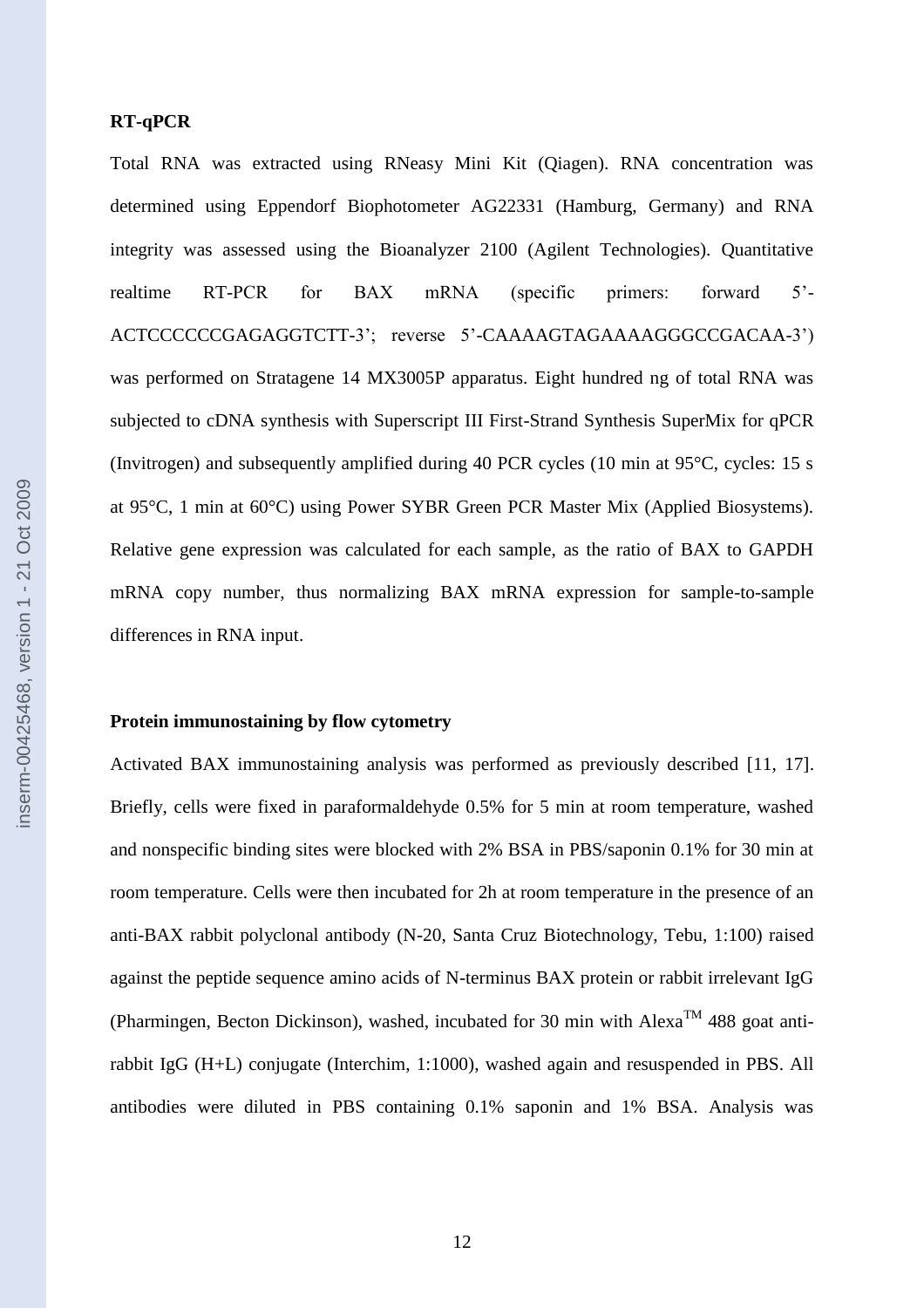**RT-qPCR**

Total RNA was extracted using RNeasy Mini Kit (Qiagen). RNA concentration was determined using Eppendorf Biophotometer AG22331 (Hamburg, Germany) and RNA integrity was assessed using the Bioanalyzer 2100 (Agilent Technologies). Quantitative realtime RT-PCR for BAX mRNA (specific primers: forward 5'-ACTCCCCCCGAGAGGTCTT-3'; reverse 5'-CAAAAGTAGAAAAGGGCCGACAA-3') was performed on Stratagene 14 MX3005P apparatus. Eight hundred ng of total RNA was subjected to cDNA synthesis with Superscript III First-Strand Synthesis SuperMix for qPCR (Invitrogen) and subsequently amplified during 40 PCR cycles (10 min at 95°C, cycles: 15 s at 95°C, 1 min at 60°C) using Power SYBR Green PCR Master Mix (Applied Biosystems). Relative gene expression was calculated for each sample, as the ratio of BAX to GAPDH mRNA copy number, thus normalizing BAX mRNA expression for sample-to-sample differences in RNA input.

**Protein immunostaining by flow cytometry**

Activated BAX immunostaining analysis was performed as previously described [11, 17]. Briefly, cells were fixed in paraformaldehyde 0.5% for 5 min at room temperature, washed and nonspecific binding sites were blocked with 2% BSA in PBS/saponin 0.1% for 30 min at room temperature. Cells were then incubated for 2h at room temperature in the presence of an anti-BAX rabbit polyclonal antibody (N-20, Santa Cruz Biotechnology, Tebu, 1:100) raised against the peptide sequence amino acids of N-terminus BAX protein or rabbit irrelevant IgG (Pharmingen, Becton Dickinson), washed, incubated for 30 min with Alexa™ 488 goat anti-rabbit IgG (H+L) conjugate (Interchim, 1:1000), washed again and resuspended in PBS. All antibodies were diluted in PBS containing 0.1% saponin and 1% BSA. Analysis was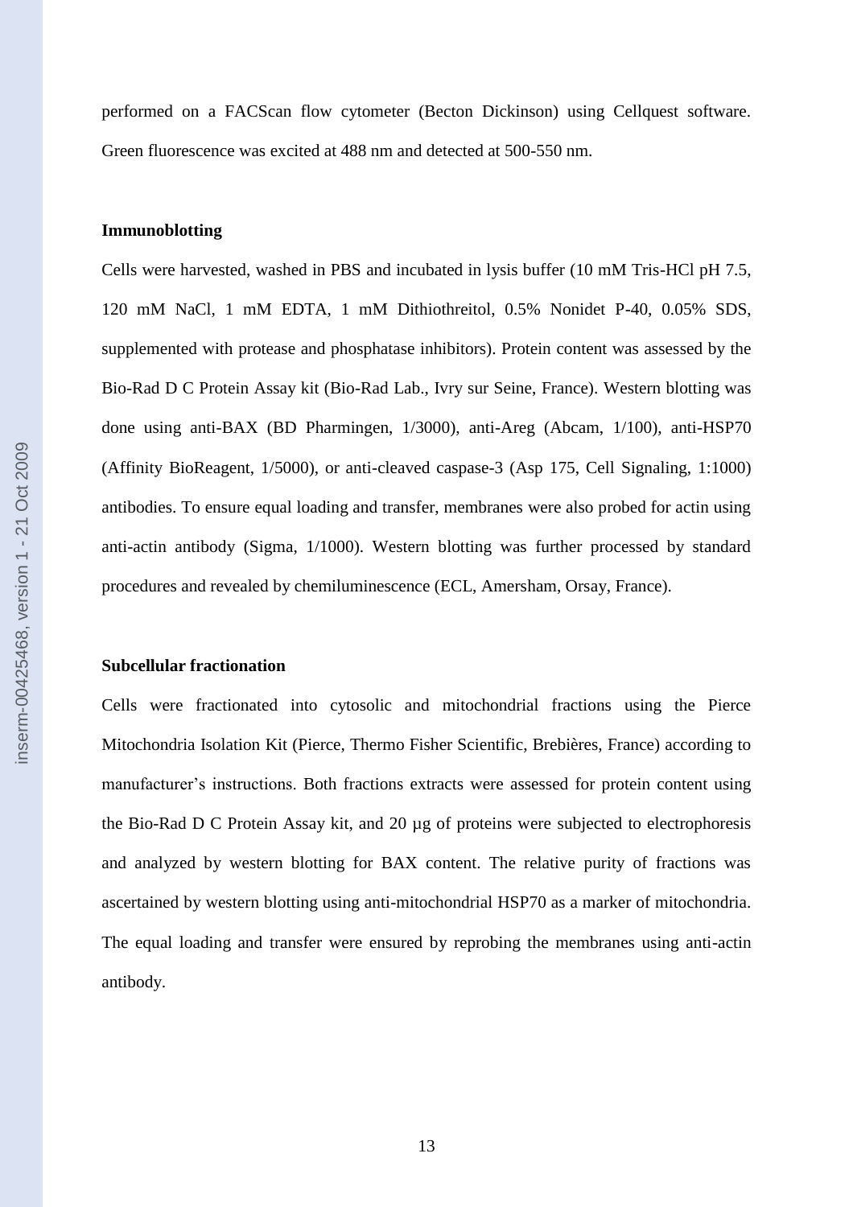performed on a FACScan flow cytometer (Becton Dickinson) using Cellquest software. Green fluorescence was excited at 488 nm and detected at 500-550 nm.

**Immunoblotting**

Cells were harvested, washed in PBS and incubated in lysis buffer (10 mM Tris-HCl pH 7.5, 120 mM NaCl, 1 mM EDTA, 1 mM Dithiothreitol, 0.5% Nonidet P-40, 0.05% SDS, supplemented with protease and phosphatase inhibitors). Protein content was assessed by the Bio-Rad D C Protein Assay kit (Bio-Rad Lab., Ivry sur Seine, France). Western blotting was done using anti-BAX (BD Pharmingen, 1/3000), anti-Areg (Abcam, 1/100), anti-HSP70 (Affinity BioReagent, 1/5000), or anti-cleaved caspase-3 (Asp 175, Cell Signaling, 1:1000) antibodies. To ensure equal loading and transfer, membranes were also probed for actin using anti-actin antibody (Sigma, 1/1000). Western blotting was further processed by standard procedures and revealed by chemiluminescence (ECL, Amersham, Orsay, France).

**Subcellular fractionation**

Cells were fractionated into cytosolic and mitochondrial fractions using the Pierce Mitochondria Isolation Kit (Pierce, Thermo Fisher Scientific, Brebières, France) according to manufacturer's instructions. Both fractions extracts were assessed for protein content using the Bio-Rad D C Protein Assay kit, and 20 µg of proteins were subjected to electrophoresis and analyzed by western blotting for BAX content. The relative purity of fractions was ascertained by western blotting using anti-mitochondrial HSP70 as a marker of mitochondria. The equal loading and transfer were ensured by reprobing the membranes using anti-actin antibody.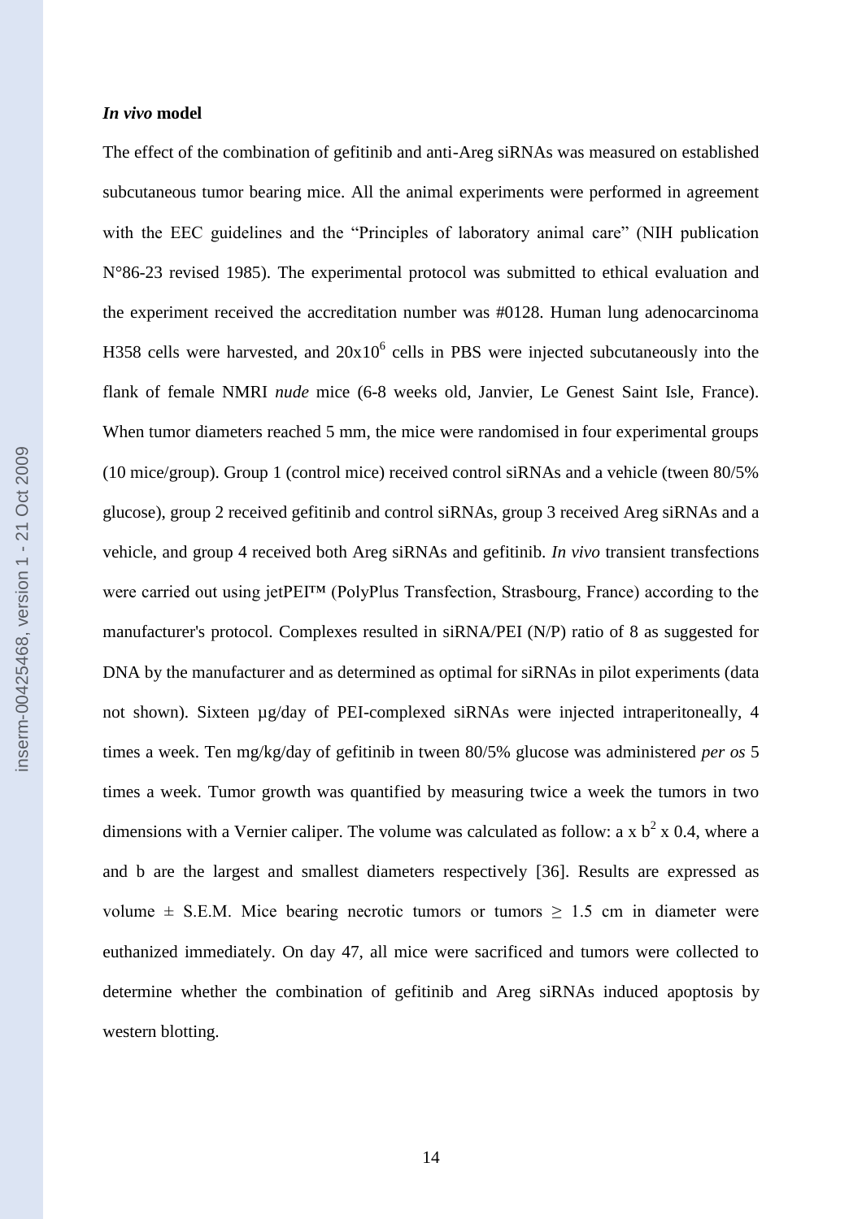***In vivo* model**

The effect of the combination of gefitinib and anti-Areg siRNAs was measured on established subcutaneous tumor bearing mice. All the animal experiments were performed in agreement with the EEC guidelines and the "Principles of laboratory animal care" (NIH publication N°86-23 revised 1985). The experimental protocol was submitted to ethical evaluation and the experiment received the accreditation number was #0128. Human lung adenocarcinoma H358 cells were harvested, and $20 \times 10^6$ cells in PBS were injected subcutaneously into the flank of female NMRI *nude* mice (6-8 weeks old, Janvier, Le Genest Saint Isle, France). When tumor diameters reached 5 mm, the mice were randomised in four experimental groups (10 mice/group). Group 1 (control mice) received control siRNAs and a vehicle (tween 80/5% glucose), group 2 received gefitinib and control siRNAs, group 3 received Areg siRNAs and a vehicle, and group 4 received both Areg siRNAs and gefitinib. *In vivo* transient transfections were carried out using jetPEI™ (PolyPlus Transfection, Strasbourg, France) according to the manufacturer's protocol. Complexes resulted in siRNA/PEI (N/P) ratio of 8 as suggested for DNA by the manufacturer and as determined as optimal for siRNAs in pilot experiments (data not shown). Sixteen µg/day of PEI-complexed siRNAs were injected intraperitoneally, 4 times a week. Ten mg/kg/day of gefitinib in tween 80/5% glucose was administered *per os* 5 times a week. Tumor growth was quantified by measuring twice a week the tumors in two dimensions with a Vernier caliper. The volume was calculated as follow: $a \times b^2 \times 0.4$, where a and b are the largest and smallest diameters respectively [36]. Results are expressed as volume ± S.E.M. Mice bearing necrotic tumors or tumors ≥ 1.5 cm in diameter were euthanized immediately. On day 47, all mice were sacrificed and tumors were collected to determine whether the combination of gefitinib and Areg siRNAs induced apoptosis by western blotting.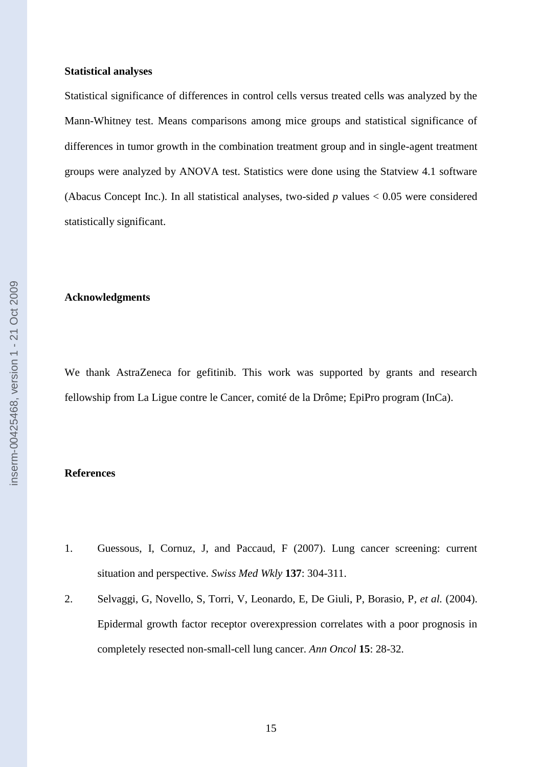### Statistical analyses

Statistical significance of differences in control cells versus treated cells was analyzed by the Mann-Whitney test. Means comparisons among mice groups and statistical significance of differences in tumor growth in the combination treatment group and in single-agent treatment groups were analyzed by ANOVA test. Statistics were done using the Statview 4.1 software (Abacus Concept Inc.). In all statistical analyses, two-sided $p$ values < 0.05 were considered statistically significant.

### Acknowledgments

We thank AstraZeneca for gefitinib. This work was supported by grants and research fellowship from La Ligue contre le Cancer, comité de la Drôme; EpiPro program (InCa).

### References

1. Guessous, I, Cornuz, J, and Paccaud, F (2007). Lung cancer screening: current situation and perspective. *Swiss Med Wkly* **137**: 304-311.
2. Selvaggi, G, Novello, S, Torri, V, Leonardo, E, De Giuli, P, Borasio, P, *et al.* (2004). Epidermal growth factor receptor overexpression correlates with a poor prognosis in completely resected non-small-cell lung cancer. *Ann Oncol* **15**: 28-32.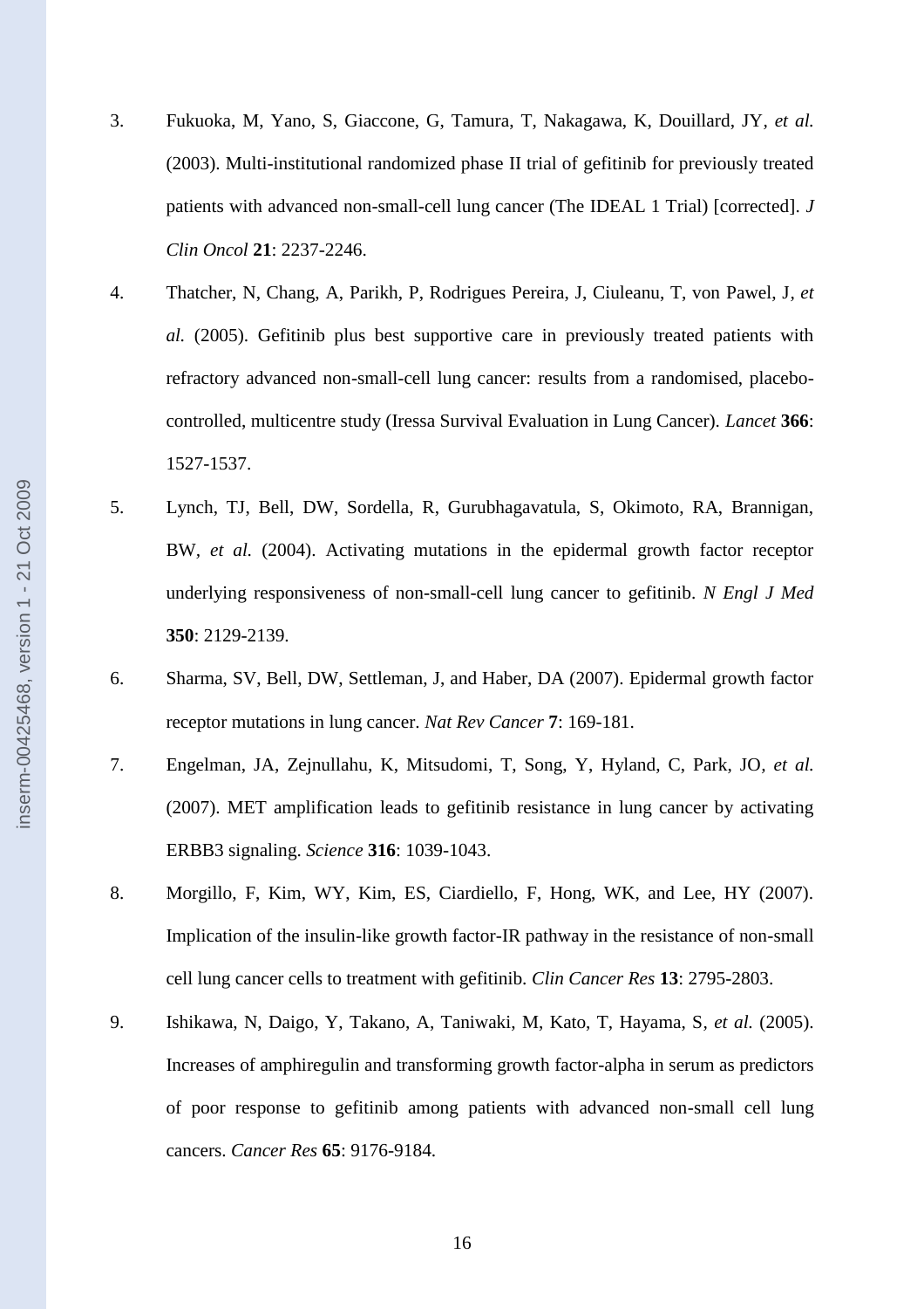3. Fukuoka, M, Yano, S, Giaccone, G, Tamura, T, Nakagawa, K, Douillard, JY*, et al.* (2003). Multi-institutional randomized phase II trial of gefitinib for previously treated patients with advanced non-small-cell lung cancer (The IDEAL 1 Trial) [corrected]. *J Clin Oncol* **21**: 2237-2246.

4. Thatcher, N, Chang, A, Parikh, P, Rodrigues Pereira, J, Ciuleanu, T, von Pawel, J*, et al.* (2005). Gefitinib plus best supportive care in previously treated patients with refractory advanced non-small-cell lung cancer: results from a randomised, placebo-controlled, multicentre study (Iressa Survival Evaluation in Lung Cancer). *Lancet* **366**: 1527-1537.

5. Lynch, TJ, Bell, DW, Sordella, R, Gurubhagavatula, S, Okimoto, RA, Brannigan, BW*, et al.* (2004). Activating mutations in the epidermal growth factor receptor underlying responsiveness of non-small-cell lung cancer to gefitinib. *N Engl J Med* **350**: 2129-2139.

6. Sharma, SV, Bell, DW, Settleman, J, and Haber, DA (2007). Epidermal growth factor receptor mutations in lung cancer. *Nat Rev Cancer* **7**: 169-181.

7. Engelman, JA, Zejnullahu, K, Mitsudomi, T, Song, Y, Hyland, C, Park, JO*, et al.* (2007). MET amplification leads to gefitinib resistance in lung cancer by activating ERBB3 signaling. *Science* **316**: 1039-1043.

8. Morgillo, F, Kim, WY, Kim, ES, Ciardiello, F, Hong, WK, and Lee, HY (2007). Implication of the insulin-like growth factor-IR pathway in the resistance of non-small cell lung cancer cells to treatment with gefitinib. *Clin Cancer Res* **13**: 2795-2803.

9. Ishikawa, N, Daigo, Y, Takano, A, Taniwaki, M, Kato, T, Hayama, S*, et al.* (2005). Increases of amphiregulin and transforming growth factor-alpha in serum as predictors of poor response to gefitinib among patients with advanced non-small cell lung cancers. *Cancer Res* **65**: 9176-9184.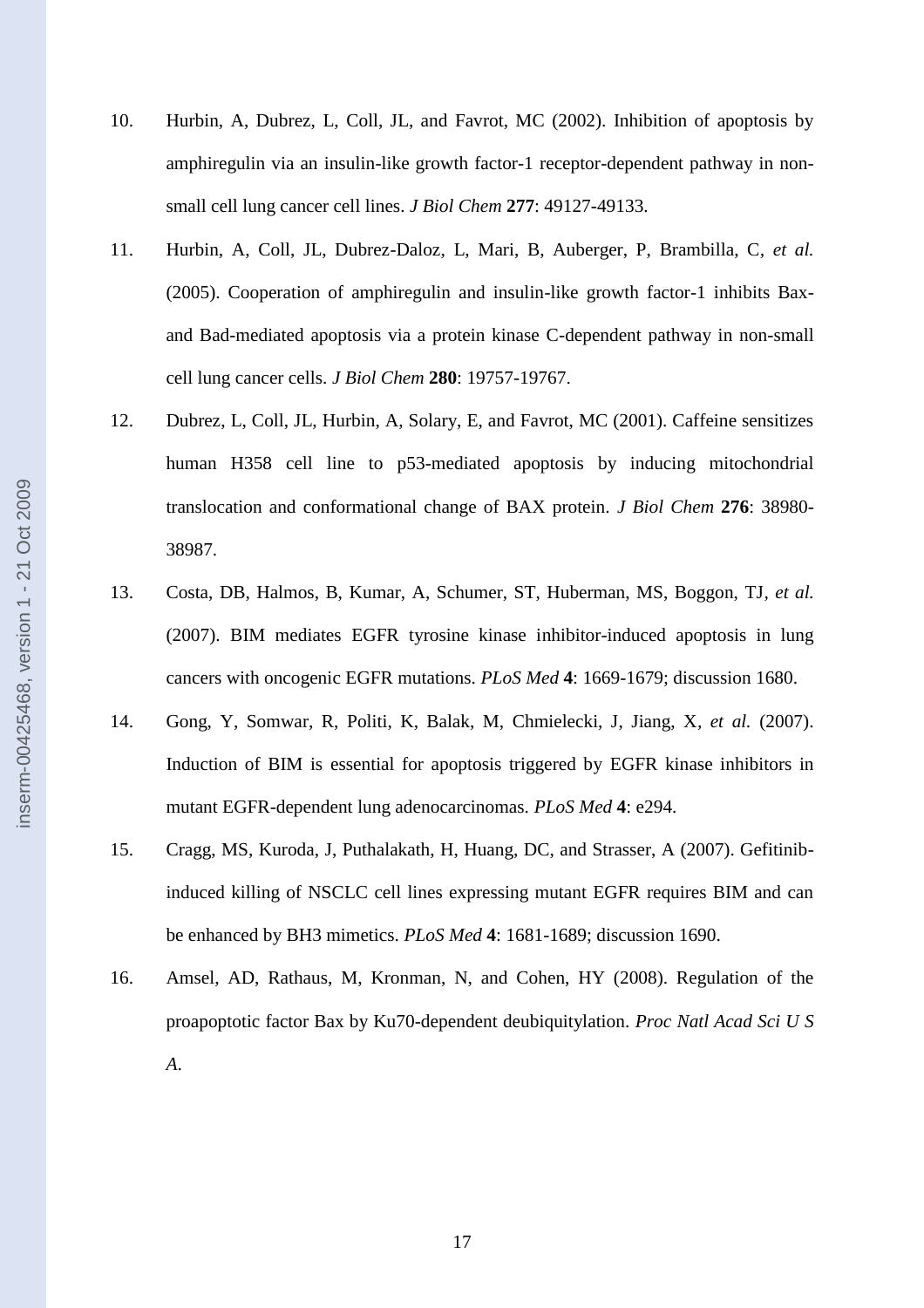10. Hurbin, A, Dubrez, L, Coll, JL, and Favrot, MC (2002). Inhibition of apoptosis by amphiregulin via an insulin-like growth factor-1 receptor-dependent pathway in non-small cell lung cancer cell lines. *J Biol Chem* **277**: 49127-49133.

11. Hurbin, A, Coll, JL, Dubrez-Daloz, L, Mari, B, Auberger, P, Brambilla, C, *et al.* (2005). Cooperation of amphiregulin and insulin-like growth factor-1 inhibits Bax- and Bad-mediated apoptosis via a protein kinase C-dependent pathway in non-small cell lung cancer cells. *J Biol Chem* **280**: 19757-19767.

12. Dubrez, L, Coll, JL, Hurbin, A, Solary, E, and Favrot, MC (2001). Caffeine sensitizes human H358 cell line to p53-mediated apoptosis by inducing mitochondrial translocation and conformational change of BAX protein. *J Biol Chem* **276**: 38980-38987.

13. Costa, DB, Halmos, B, Kumar, A, Schumer, ST, Huberman, MS, Boggon, TJ, *et al.* (2007). BIM mediates EGFR tyrosine kinase inhibitor-induced apoptosis in lung cancers with oncogenic EGFR mutations. *PLoS Med* **4**: 1669-1679; discussion 1680.

14. Gong, Y, Somwar, R, Politi, K, Balak, M, Chmielecki, J, Jiang, X, *et al.* (2007). Induction of BIM is essential for apoptosis triggered by EGFR kinase inhibitors in mutant EGFR-dependent lung adenocarcinomas. *PLoS Med* **4**: e294.

15. Cragg, MS, Kuroda, J, Puthalakath, H, Huang, DC, and Strasser, A (2007). Gefitinib-induced killing of NSCLC cell lines expressing mutant EGFR requires BIM and can be enhanced by BH3 mimetics. *PLoS Med* **4**: 1681-1689; discussion 1690.

16. Amsel, AD, Rathaus, M, Kronman, N, and Cohen, HY (2008). Regulation of the proapoptotic factor Bax by Ku70-dependent deubiquitylation. *Proc Natl Acad Sci U S A.*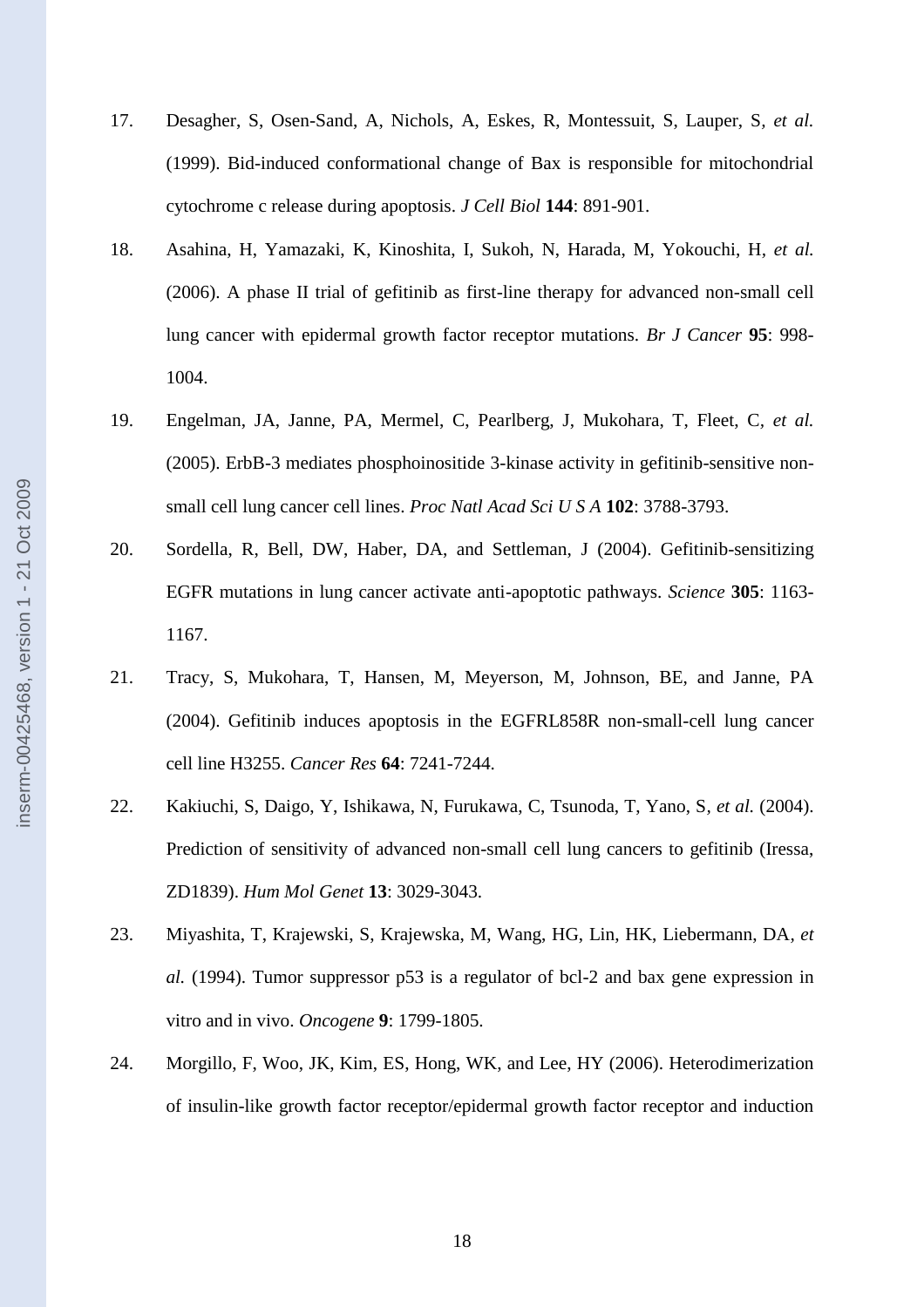17. Desagher, S, Osen-Sand, A, Nichols, A, Eskes, R, Montessuit, S, Lauper, S*, et al.* (1999). Bid-induced conformational change of Bax is responsible for mitochondrial cytochrome c release during apoptosis. *J Cell Biol* **144**: 891-901.

18. Asahina, H, Yamazaki, K, Kinoshita, I, Sukoh, N, Harada, M, Yokouchi, H*, et al.* (2006). A phase II trial of gefitinib as first-line therapy for advanced non-small cell lung cancer with epidermal growth factor receptor mutations. *Br J Cancer* **95**: 998-1004.

19. Engelman, JA, Janne, PA, Mermel, C, Pearlberg, J, Mukohara, T, Fleet, C*, et al.* (2005). ErbB-3 mediates phosphoinositide 3-kinase activity in gefitinib-sensitive non-small cell lung cancer cell lines. *Proc Natl Acad Sci U S A* **102**: 3788-3793.

20. Sordella, R, Bell, DW, Haber, DA, and Settleman, J (2004). Gefitinib-sensitizing EGFR mutations in lung cancer activate anti-apoptotic pathways. *Science* **305**: 1163-1167.

21. Tracy, S, Mukohara, T, Hansen, M, Meyerson, M, Johnson, BE, and Janne, PA (2004). Gefitinib induces apoptosis in the EGFRL858R non-small-cell lung cancer cell line H3255. *Cancer Res* **64**: 7241-7244.

22. Kakiuchi, S, Daigo, Y, Ishikawa, N, Furukawa, C, Tsunoda, T, Yano, S*, et al.* (2004). Prediction of sensitivity of advanced non-small cell lung cancers to gefitinib (Iressa, ZD1839). *Hum Mol Genet* **13**: 3029-3043.

23. Miyashita, T, Krajewski, S, Krajewska, M, Wang, HG, Lin, HK, Liebermann, DA*, et al.* (1994). Tumor suppressor p53 is a regulator of bcl-2 and bax gene expression in vitro and in vivo. *Oncogene* **9**: 1799-1805.

24. Morgillo, F, Woo, JK, Kim, ES, Hong, WK, and Lee, HY (2006). Heterodimerization of insulin-like growth factor receptor/epidermal growth factor receptor and induction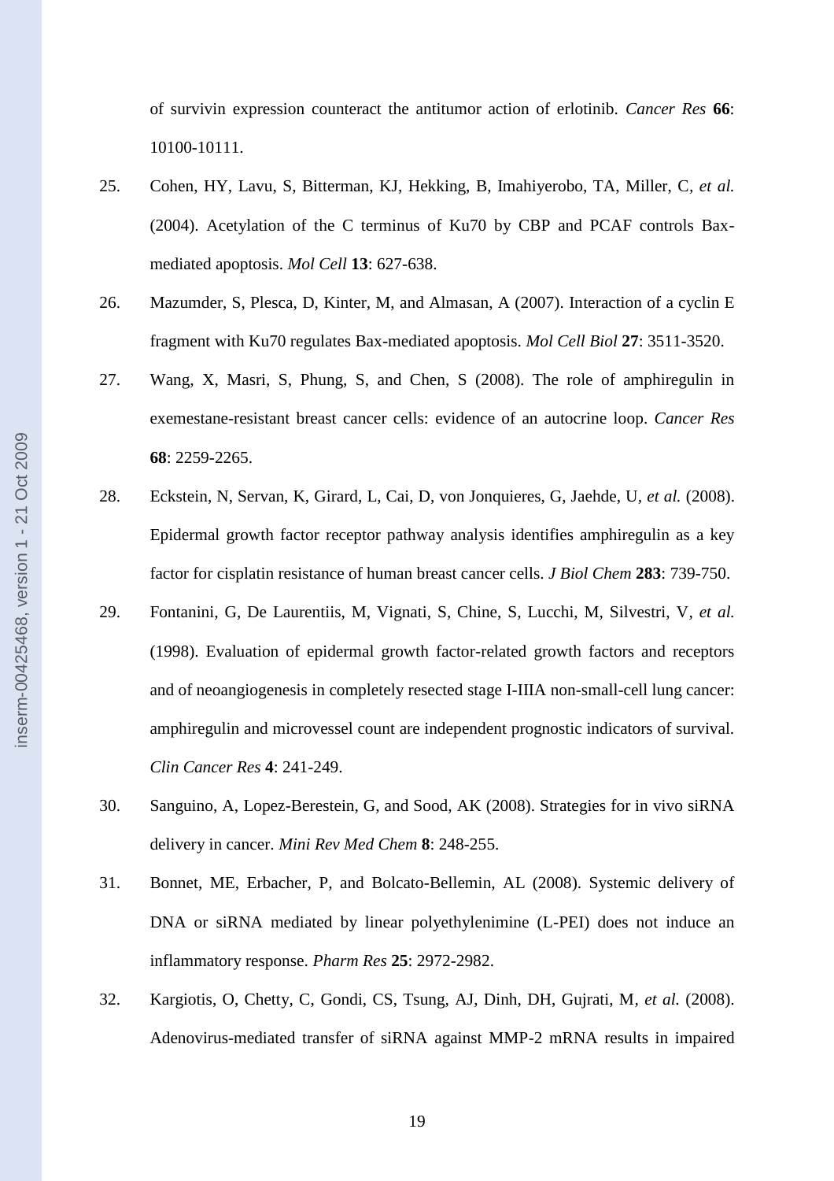of survivin expression counteract the antitumor action of erlotinib. *Cancer Res* **66**: 10100-10111.

25. Cohen, HY, Lavu, S, Bitterman, KJ, Hekking, B, Imahiyerobo, TA, Miller, C*, et al.* (2004). Acetylation of the C terminus of Ku70 by CBP and PCAF controls Bax-mediated apoptosis. *Mol Cell* **13**: 627-638.
26. Mazumder, S, Plesca, D, Kinter, M, and Almasan, A (2007). Interaction of a cyclin E fragment with Ku70 regulates Bax-mediated apoptosis. *Mol Cell Biol* **27**: 3511-3520.
27. Wang, X, Masri, S, Phung, S, and Chen, S (2008). The role of amphiregulin in exemestane-resistant breast cancer cells: evidence of an autocrine loop. *Cancer Res* **68**: 2259-2265.
28. Eckstein, N, Servan, K, Girard, L, Cai, D, von Jonquieres, G, Jaehde, U*, et al.* (2008). Epidermal growth factor receptor pathway analysis identifies amphiregulin as a key factor for cisplatin resistance of human breast cancer cells. *J Biol Chem* **283**: 739-750.
29. Fontanini, G, De Laurentiis, M, Vignati, S, Chine, S, Lucchi, M, Silvestri, V*, et al.* (1998). Evaluation of epidermal growth factor-related growth factors and receptors and of neoangiogenesis in completely resected stage I-IIIA non-small-cell lung cancer: amphiregulin and microvessel count are independent prognostic indicators of survival. *Clin Cancer Res* **4**: 241-249.
30. Sanguino, A, Lopez-Berestein, G, and Sood, AK (2008). Strategies for in vivo siRNA delivery in cancer. *Mini Rev Med Chem* **8**: 248-255.
31. Bonnet, ME, Erbacher, P, and Bolcato-Bellemin, AL (2008). Systemic delivery of DNA or siRNA mediated by linear polyethylenimine (L-PEI) does not induce an inflammatory response. *Pharm Res* **25**: 2972-2982.
32. Kargiotis, O, Chetty, C, Gondi, CS, Tsung, AJ, Dinh, DH, Gujrati, M*, et al.* (2008). Adenovirus-mediated transfer of siRNA against MMP-2 mRNA results in impaired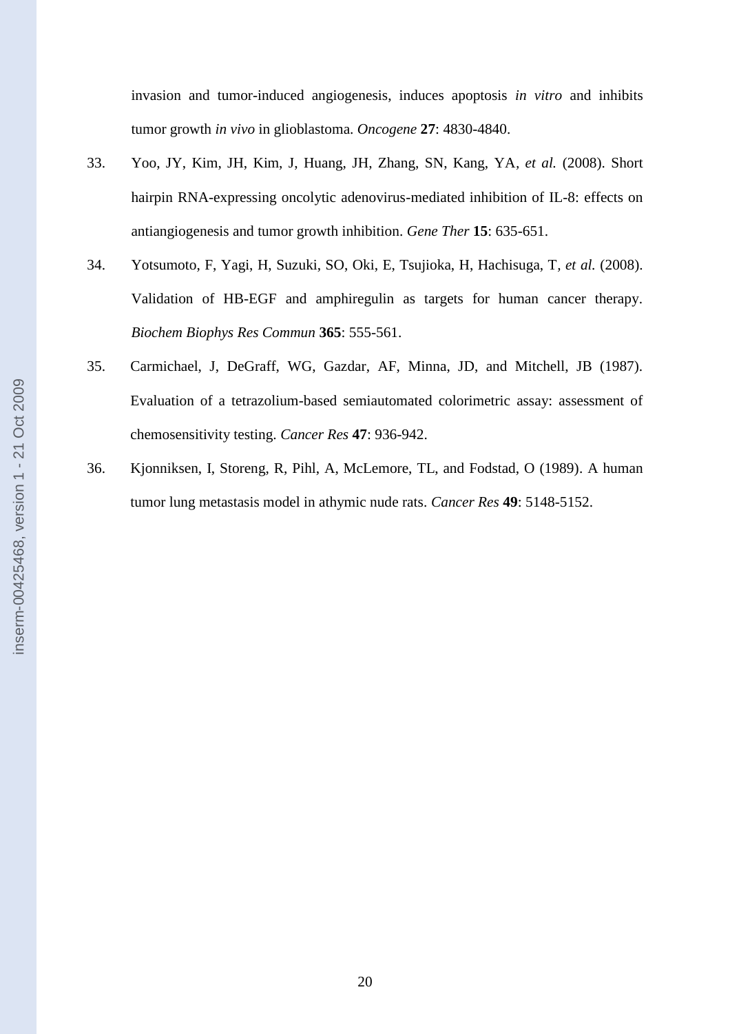invasion and tumor-induced angiogenesis, induces apoptosis *in vitro* and inhibits tumor growth *in vivo* in glioblastoma. *Oncogene* **27**: 4830-4840.

33. Yoo, JY, Kim, JH, Kim, J, Huang, JH, Zhang, SN, Kang, YA, *et al.* (2008). Short hairpin RNA-expressing oncolytic adenovirus-mediated inhibition of IL-8: effects on antiangiogenesis and tumor growth inhibition. *Gene Ther* **15**: 635-651.

34. Yotsumoto, F, Yagi, H, Suzuki, SO, Oki, E, Tsujioka, H, Hachisuga, T, *et al.* (2008). Validation of HB-EGF and amphiregulin as targets for human cancer therapy. *Biochem Biophys Res Commun* **365**: 555-561.

35. Carmichael, J, DeGraff, WG, Gazdar, AF, Minna, JD, and Mitchell, JB (1987). Evaluation of a tetrazolium-based semiautomated colorimetric assay: assessment of chemosensitivity testing. *Cancer Res* **47**: 936-942.

36. Kjonniksen, I, Storeng, R, Pihl, A, McLemore, TL, and Fodstad, O (1989). A human tumor lung metastasis model in athymic nude rats. *Cancer Res* **49**: 5148-5152.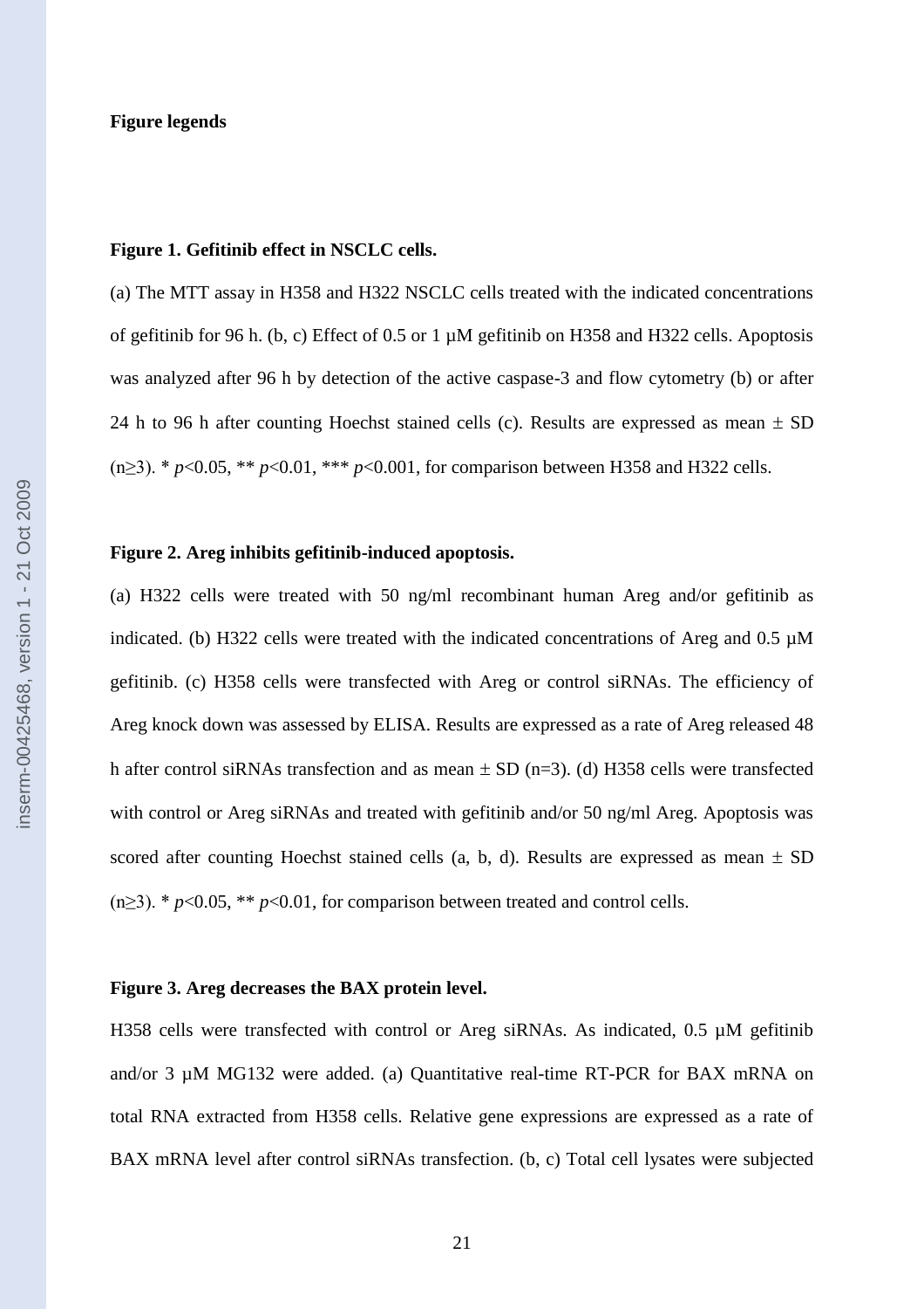**Figure legends**

**Figure 1. Gefitinib effect in NSCLC cells.**

(a) The MTT assay in H358 and H322 NSCLC cells treated with the indicated concentrations of gefitinib for 96 h. (b, c) Effect of 0.5 or 1 µM gefitinib on H358 and H322 cells. Apoptosis was analyzed after 96 h by detection of the active caspase-3 and flow cytometry (b) or after 24 h to 96 h after counting Hoechst stained cells (c). Results are expressed as mean ± SD (n≥3). * $p$<0.05, ** $p$<0.01, *** $p$<0.001, for comparison between H358 and H322 cells.

**Figure 2. Areg inhibits gefitinib-induced apoptosis.**

(a) H322 cells were treated with 50 ng/ml recombinant human Areg and/or gefitinib as indicated. (b) H322 cells were treated with the indicated concentrations of Areg and 0.5 µM gefitinib. (c) H358 cells were transfected with Areg or control siRNAs. The efficiency of Areg knock down was assessed by ELISA. Results are expressed as a rate of Areg released 48 h after control siRNAs transfection and as mean ± SD (n=3). (d) H358 cells were transfected with control or Areg siRNAs and treated with gefitinib and/or 50 ng/ml Areg. Apoptosis was scored after counting Hoechst stained cells (a, b, d). Results are expressed as mean ± SD (n≥3). * $p$<0.05, ** $p$<0.01, for comparison between treated and control cells.

**Figure 3. Areg decreases the BAX protein level.**

H358 cells were transfected with control or Areg siRNAs. As indicated, 0.5 µM gefitinib and/or 3 µM MG132 were added. (a) Quantitative real-time RT-PCR for BAX mRNA on total RNA extracted from H358 cells. Relative gene expressions are expressed as a rate of BAX mRNA level after control siRNAs transfection. (b, c) Total cell lysates were subjected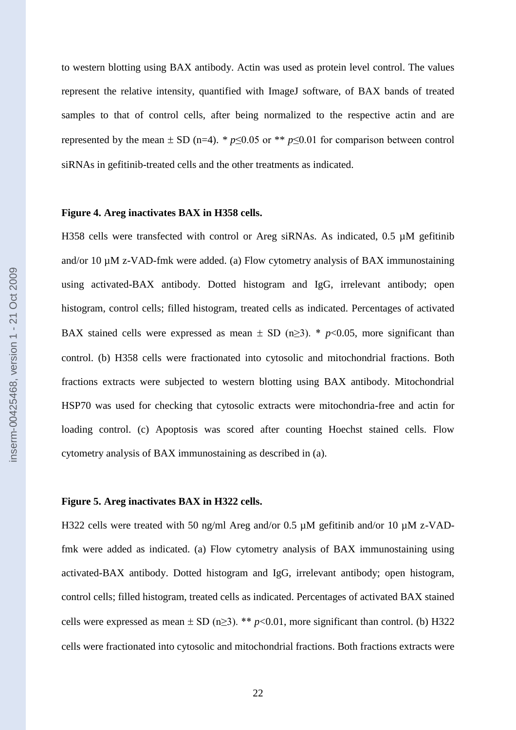to western blotting using BAX antibody. Actin was used as protein level control. The values represent the relative intensity, quantified with ImageJ software, of BAX bands of treated samples to that of control cells, after being normalized to the respective actin and are represented by the mean ± SD (n=4). * $p \leq 0.05$ or ** $p \leq 0.01$ for comparison between control siRNAs in gefitinib-treated cells and the other treatments as indicated.

**Figure 4. Areg inactivates BAX in H358 cells.**

H358 cells were transfected with control or Areg siRNAs. As indicated, 0.5 µM gefitinib and/or 10 µM z-VAD-fmk were added. (a) Flow cytometry analysis of BAX immunostaining using activated-BAX antibody. Dotted histogram and IgG, irrelevant antibody; open histogram, control cells; filled histogram, treated cells as indicated. Percentages of activated BAX stained cells were expressed as mean ± SD (n≥3). * $p < 0.05$, more significant than control. (b) H358 cells were fractionated into cytosolic and mitochondrial fractions. Both fractions extracts were subjected to western blotting using BAX antibody. Mitochondrial HSP70 was used for checking that cytosolic extracts were mitochondria-free and actin for loading control. (c) Apoptosis was scored after counting Hoechst stained cells. Flow cytometry analysis of BAX immunostaining as described in (a).

**Figure 5. Areg inactivates BAX in H322 cells.**

H322 cells were treated with 50 ng/ml Areg and/or 0.5 µM gefitinib and/or 10 µM z-VAD-fmk were added as indicated. (a) Flow cytometry analysis of BAX immunostaining using activated-BAX antibody. Dotted histogram and IgG, irrelevant antibody; open histogram, control cells; filled histogram, treated cells as indicated. Percentages of activated BAX stained cells were expressed as mean ± SD (n≥3). ** $p < 0.01$, more significant than control. (b) H322 cells were fractionated into cytosolic and mitochondrial fractions. Both fractions extracts were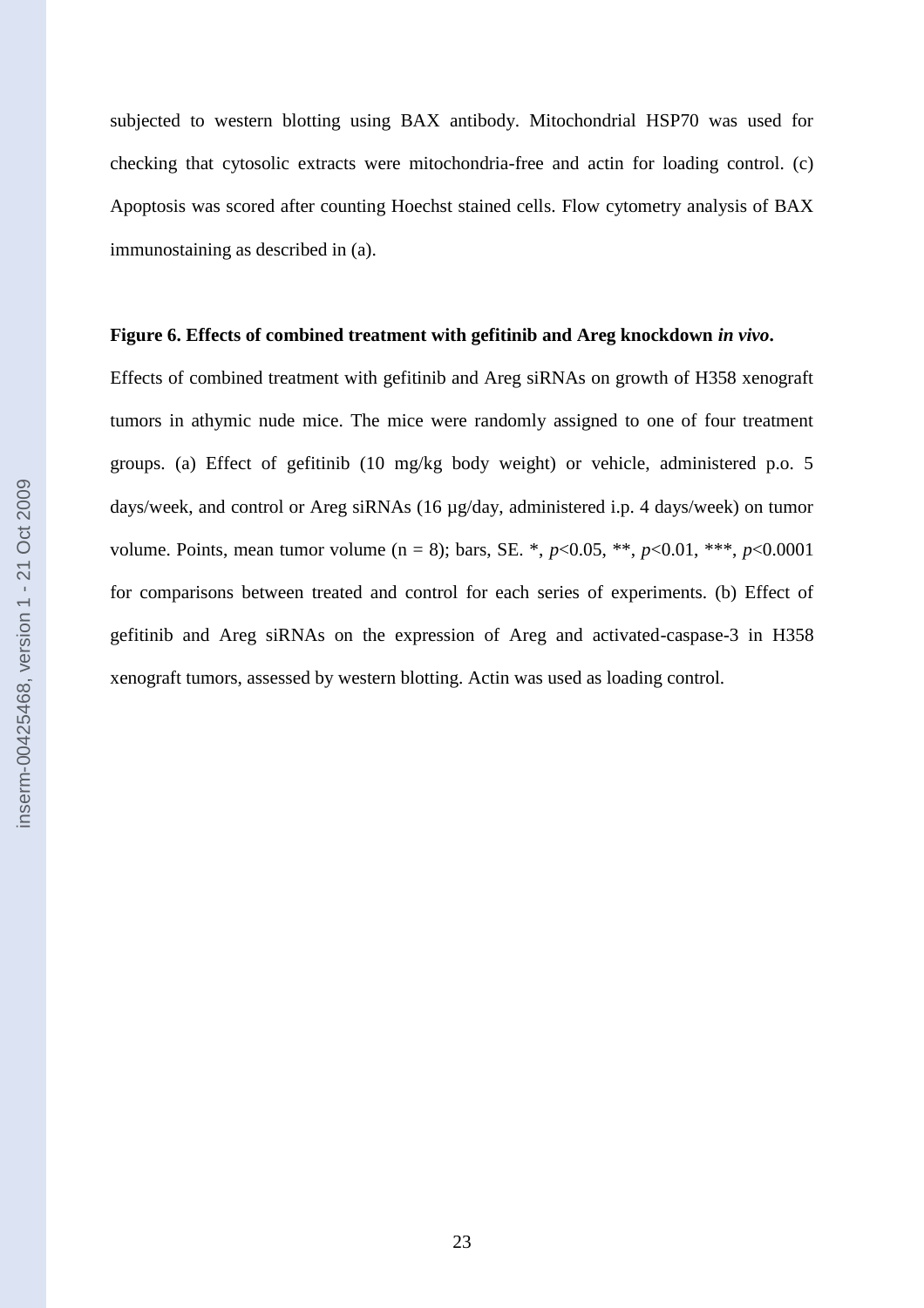subjected to western blotting using BAX antibody. Mitochondrial HSP70 was used for checking that cytosolic extracts were mitochondria-free and actin for loading control. (c) Apoptosis was scored after counting Hoechst stained cells. Flow cytometry analysis of BAX immunostaining as described in (a).

**Figure 6. Effects of combined treatment with gefitinib and Areg knockdown *in vivo*.**

Effects of combined treatment with gefitinib and Areg siRNAs on growth of H358 xenograft tumors in athymic nude mice. The mice were randomly assigned to one of four treatment groups. (a) Effect of gefitinib (10 mg/kg body weight) or vehicle, administered p.o. 5 days/week, and control or Areg siRNAs (16 µg/day, administered i.p. 4 days/week) on tumor volume. Points, mean tumor volume (n = 8); bars, SE. *, $p<0.05$, **, $p<0.01$, ***, $p<0.0001$ for comparisons between treated and control for each series of experiments. (b) Effect of gefitinib and Areg siRNAs on the expression of Areg and activated-caspase-3 in H358 xenograft tumors, assessed by western blotting. Actin was used as loading control.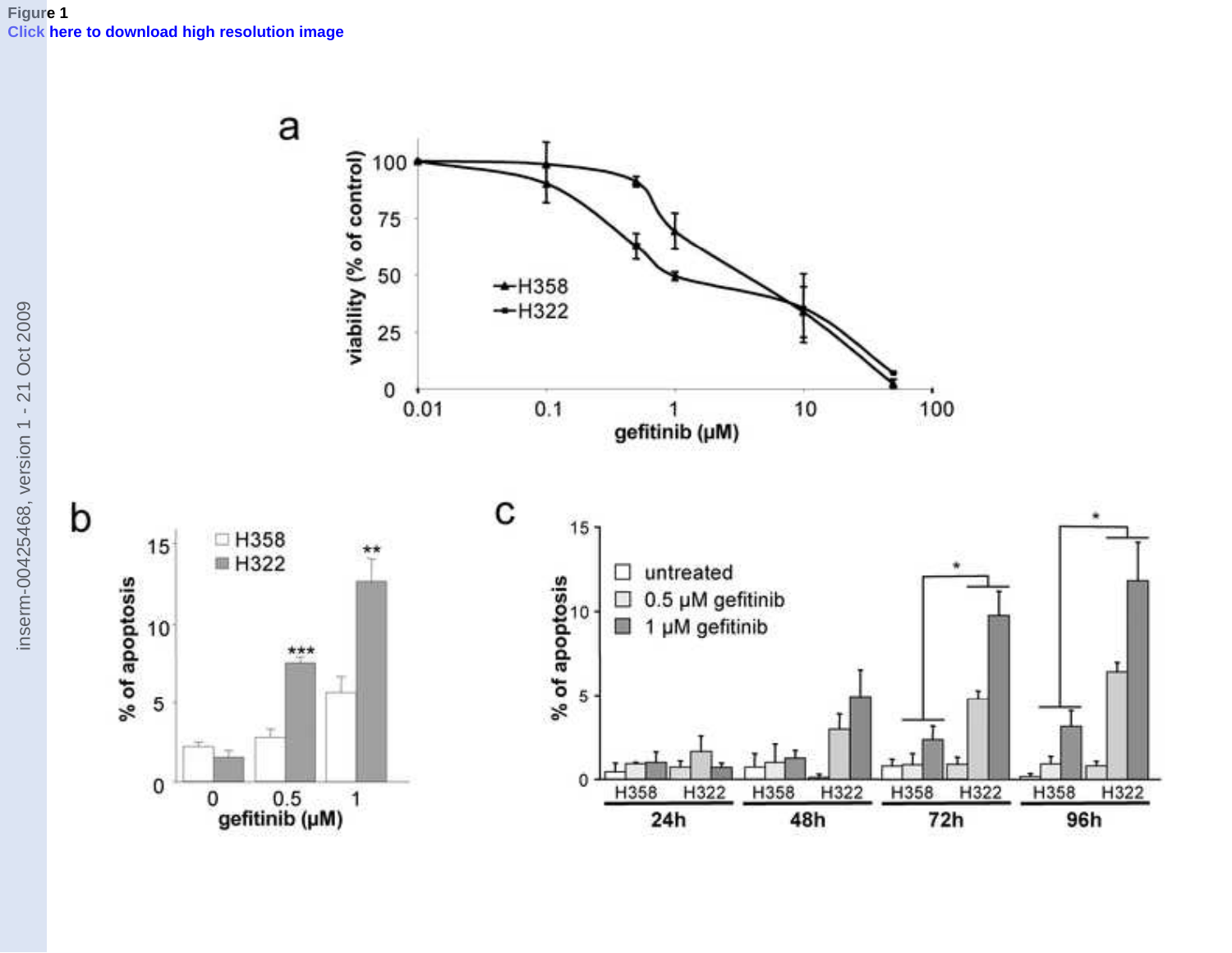Figure 1

Click here to download high resolution image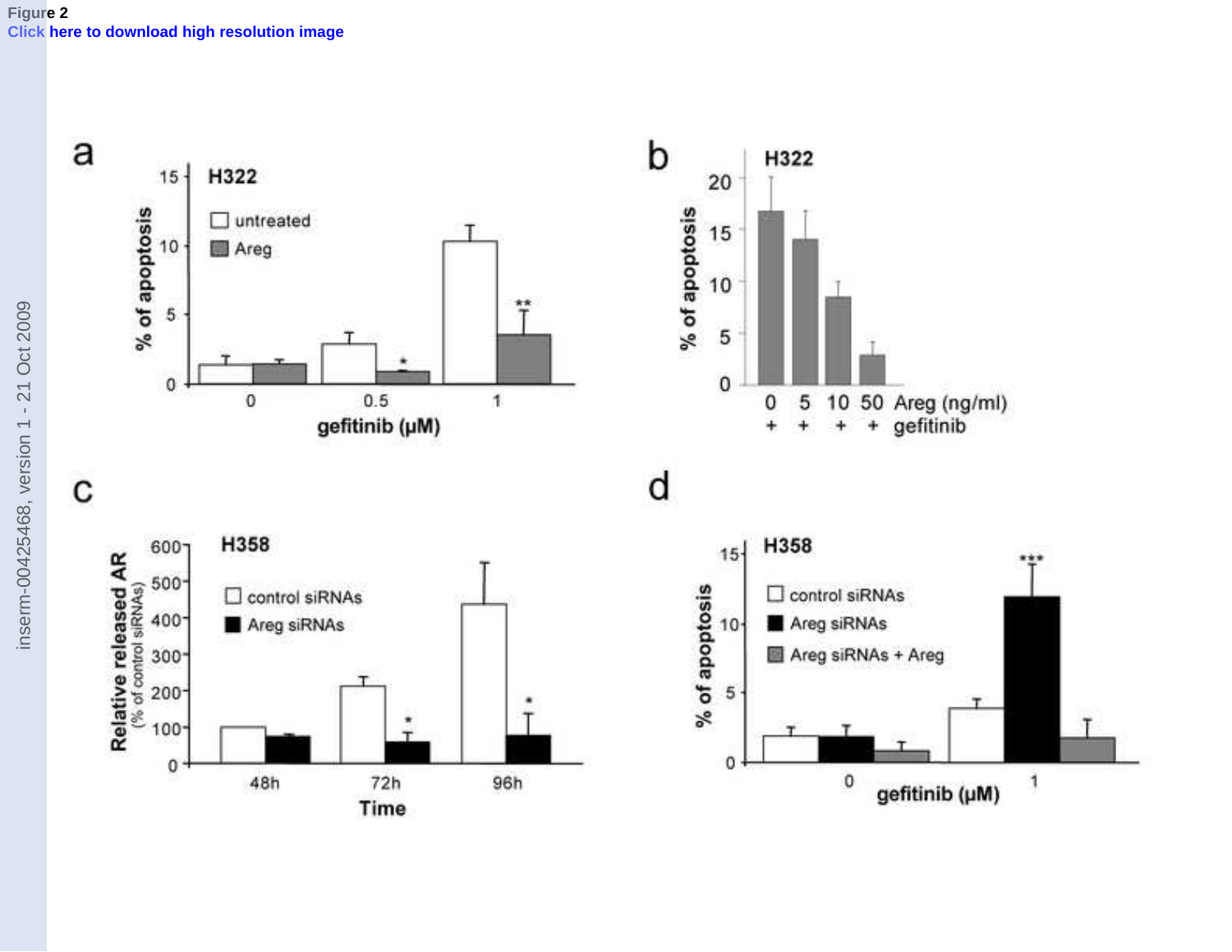Figure 2

Click here to download high resolution image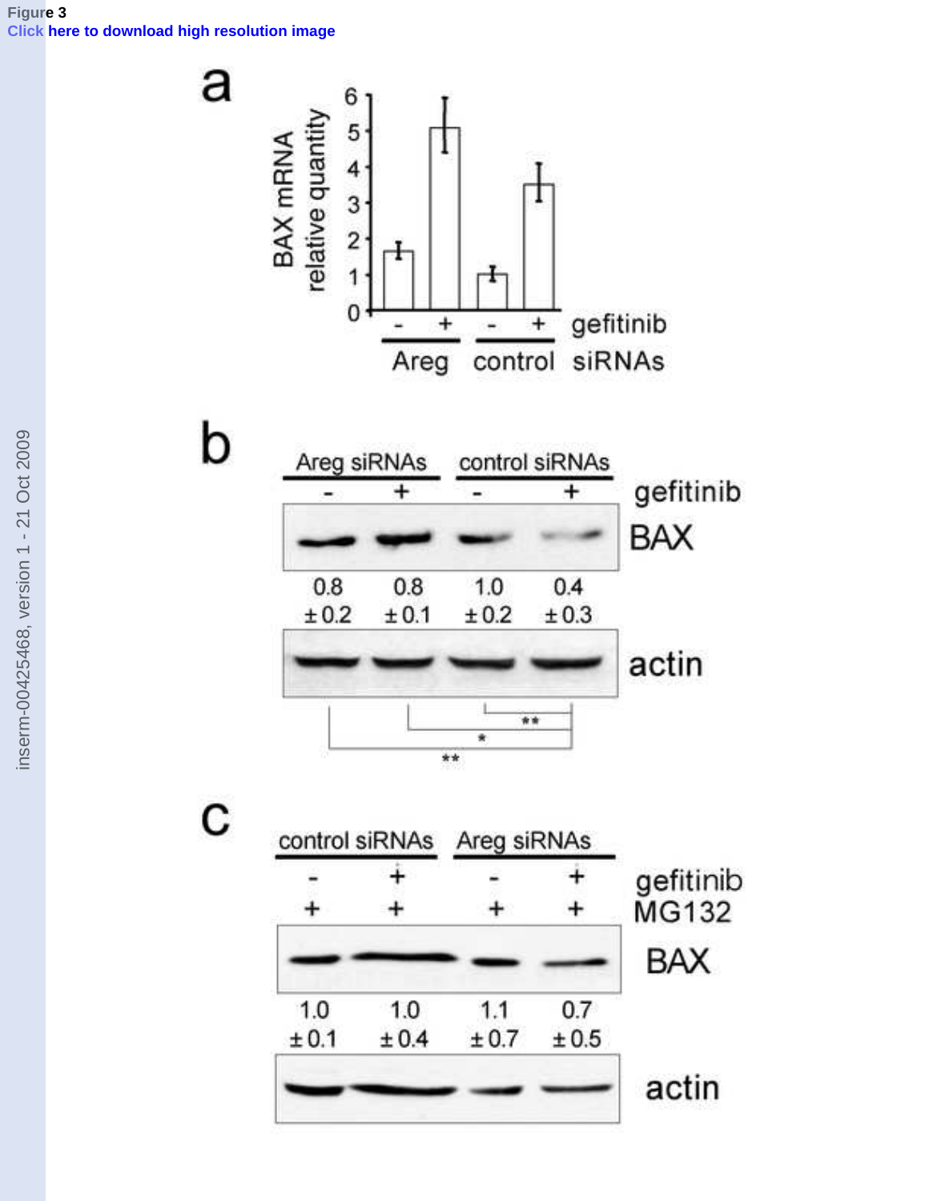Figure 3

Click here to download high resolution image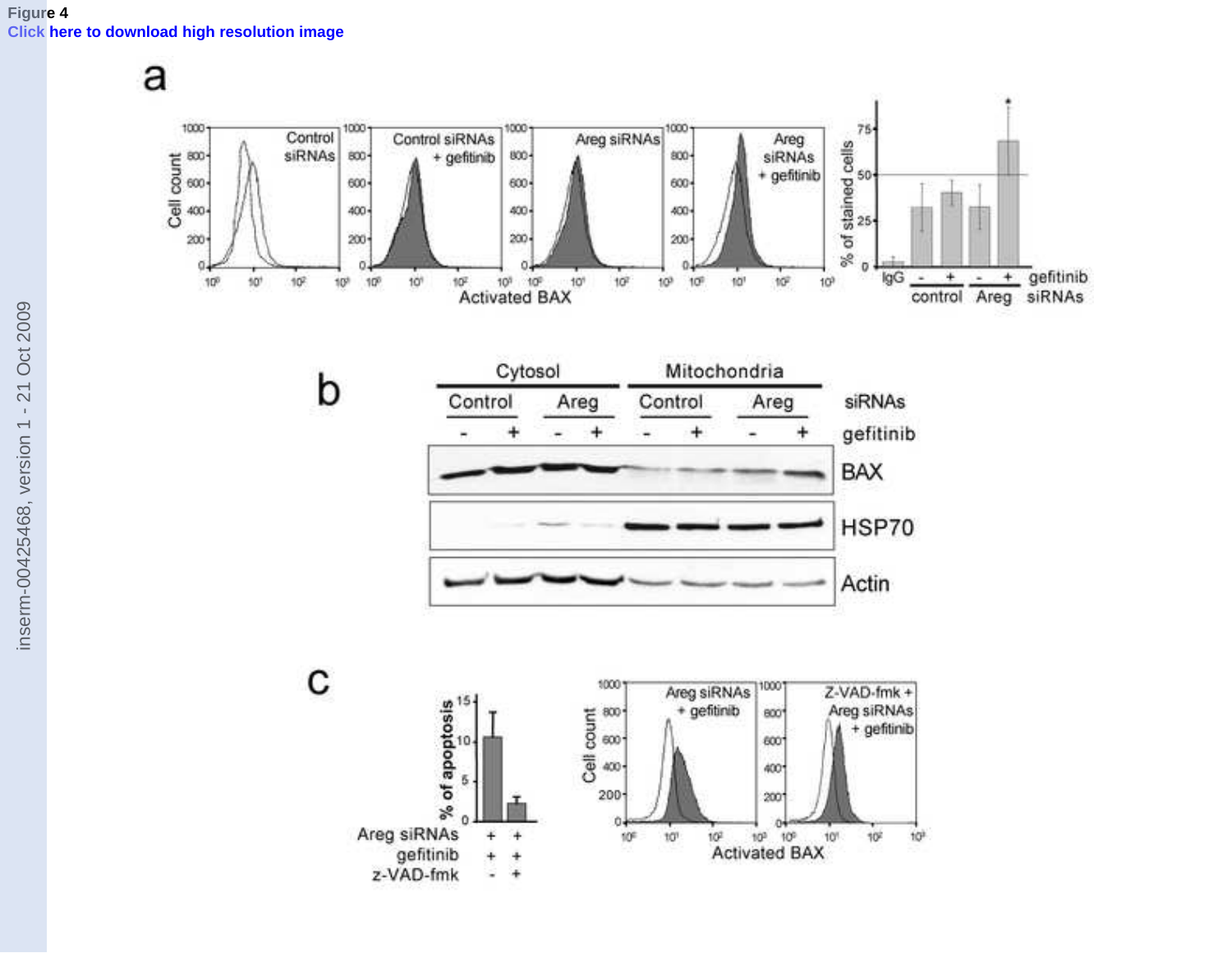Figure 4
Click here to download high resolution image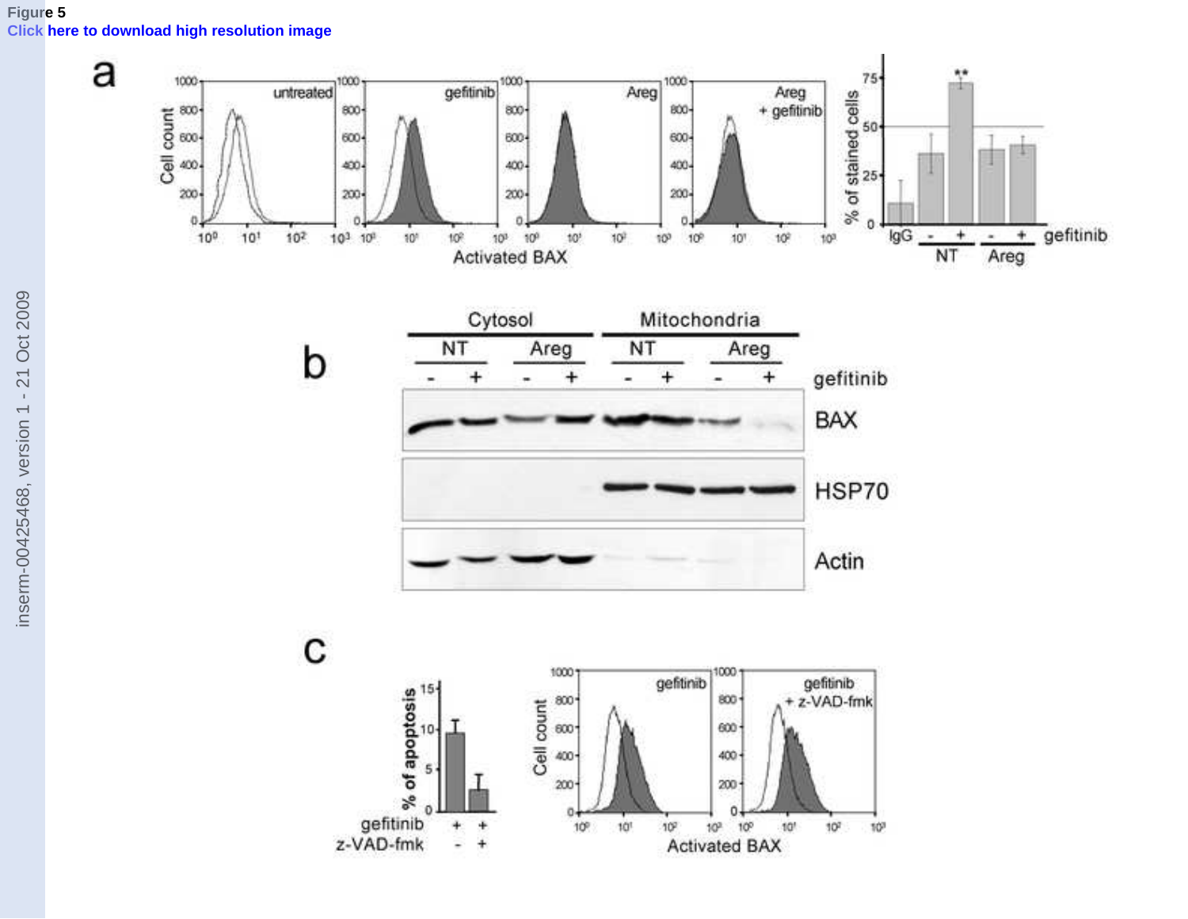Figure 5

Click here to download high resolution image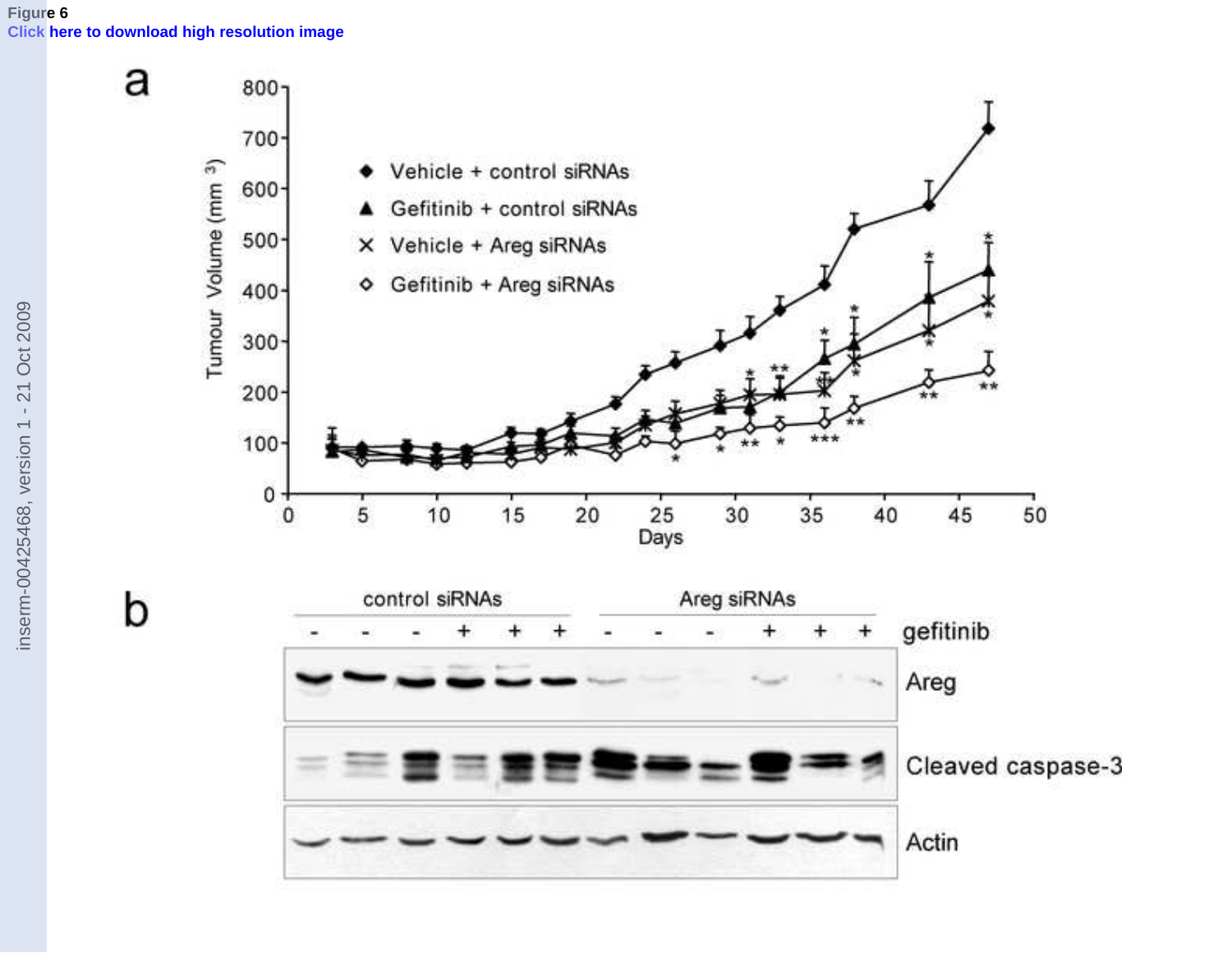Figure 6

Click here to download high resolution image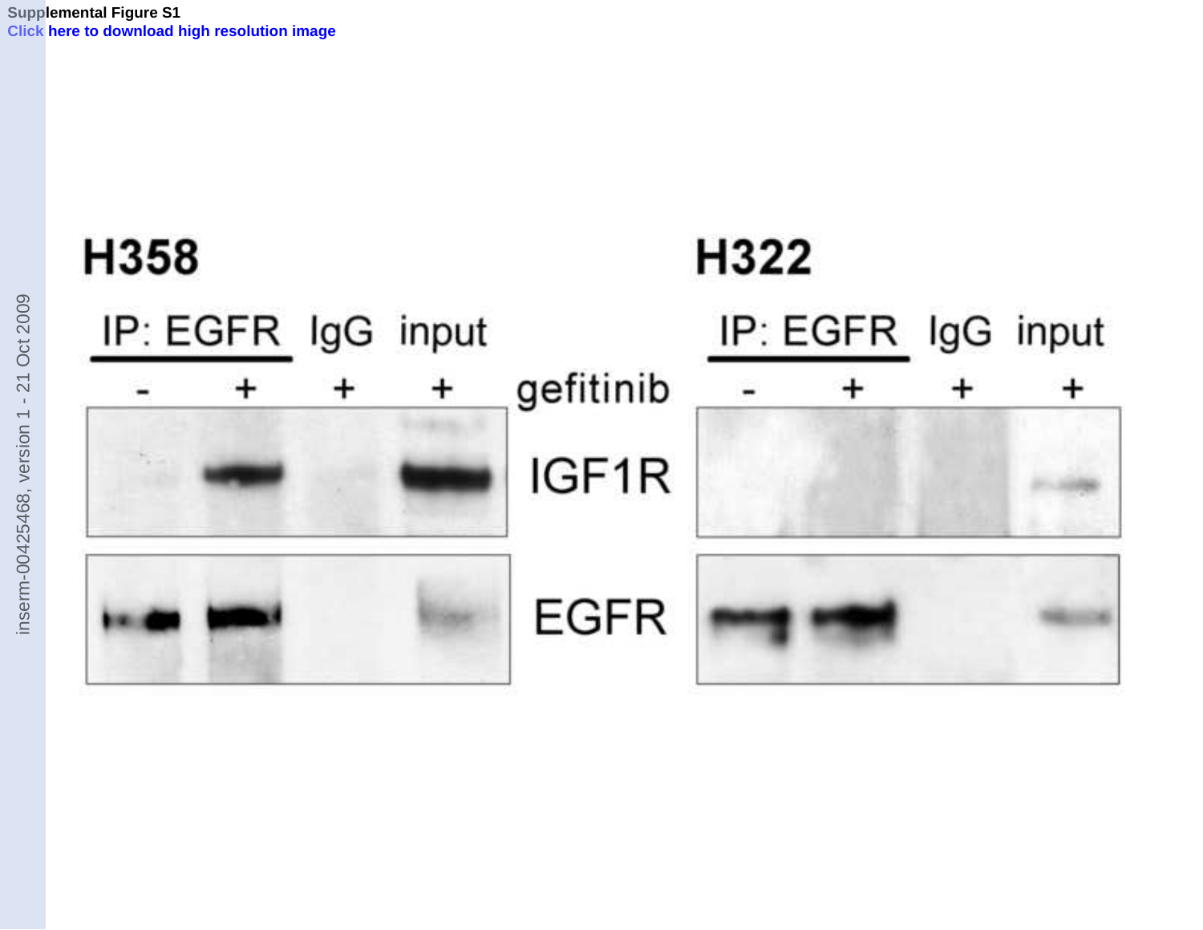Supplemental Figure S1

Click here to download high resolution image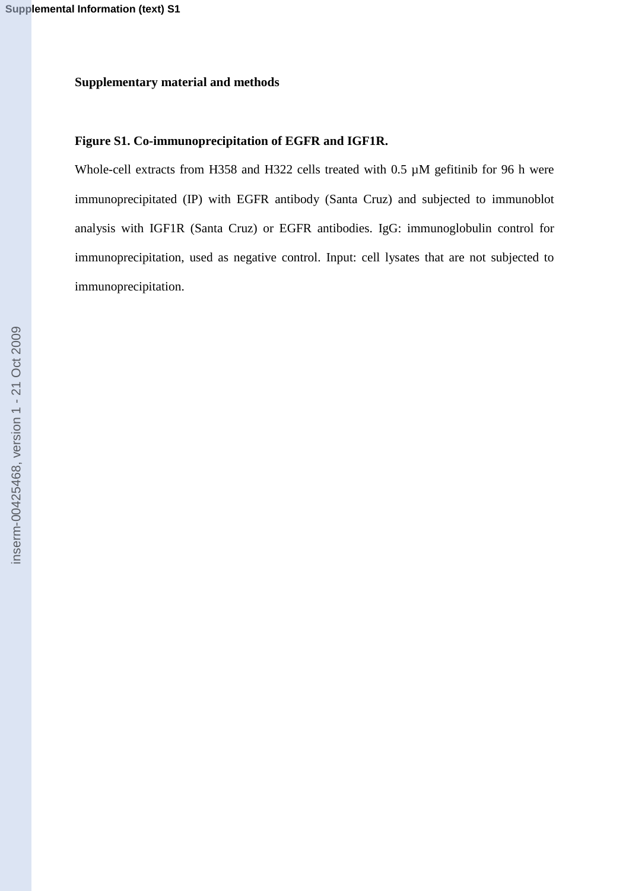**Supplementary material and methods**

**Figure S1. Co-immunoprecipitation of EGFR and IGF1R.**

Whole-cell extracts from H358 and H322 cells treated with 0.5 µM gefitinib for 96 h were immunoprecipitated (IP) with EGFR antibody (Santa Cruz) and subjected to immunoblot analysis with IGF1R (Santa Cruz) or EGFR antibodies. IgG: immunoglobulin control for immunoprecipitation, used as negative control. Input: cell lysates that are not subjected to immunoprecipitation.